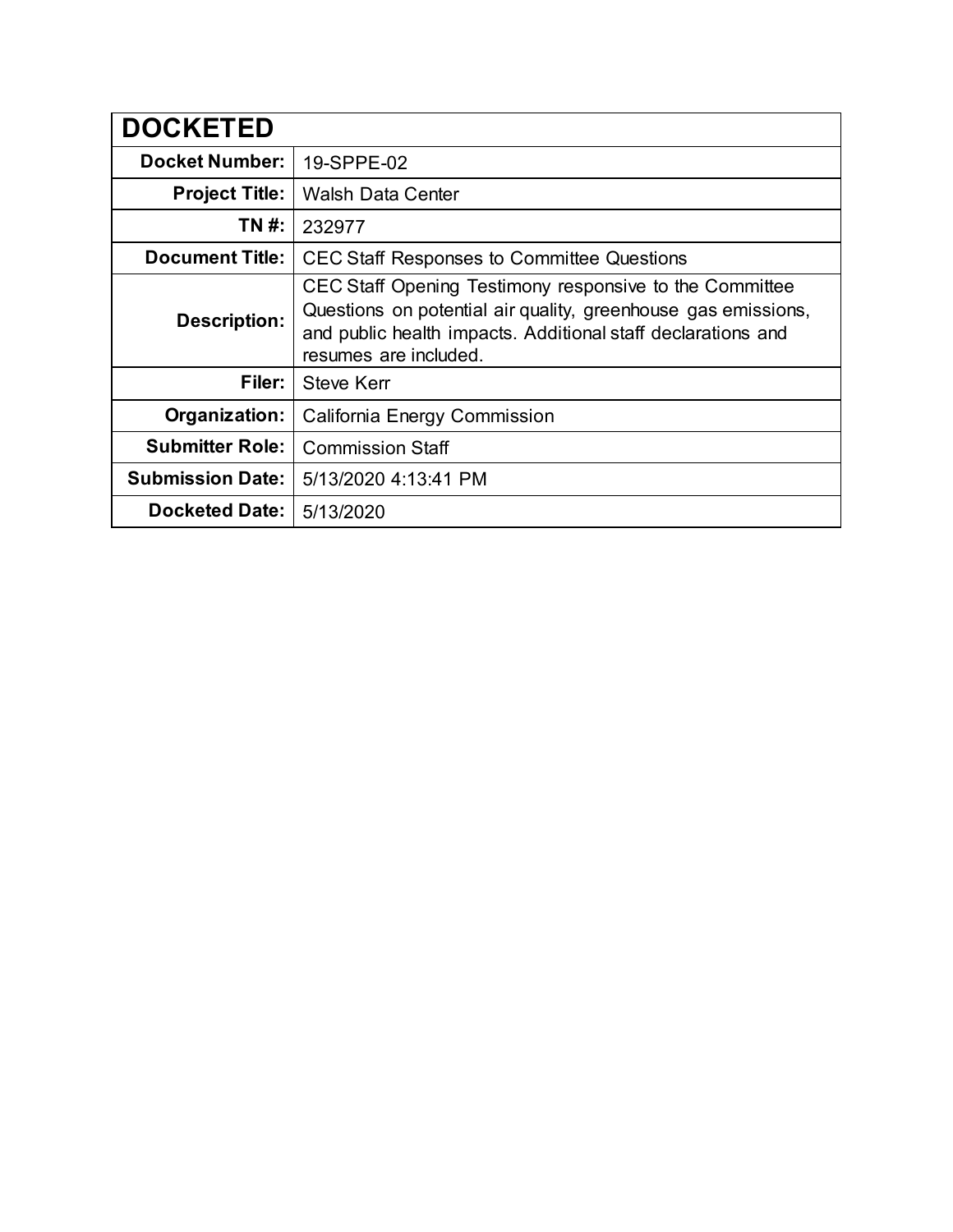| DOCKETED | |
|---|---|
| **Docket Number:** | 19-SPPE-02 |
| **Project Title:** | Walsh Data Center |
| **TN #:** | 232977 |
| **Document Title:** | CEC Staff Responses to Committee Questions |
| **Description:** | CEC Staff Opening Testimony responsive to the Committee Questions on potential air quality, greenhouse gas emissions, and public health impacts. Additional staff declarations and resumes are included. |
| **Filer:** | Steve Kerr |
| **Organization:** | California Energy Commission |
| **Submitter Role:** | Commission Staff |
| **Submission Date:** | 5/13/2020 4:13:41 PM |
| **Docketed Date:** | 5/13/2020 |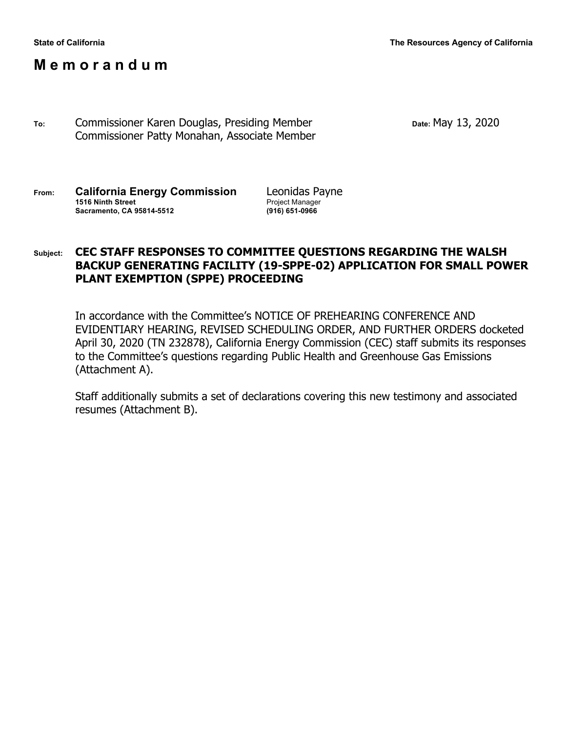**State of California** **The Resources Agency of California**

# M e m o r a n d u m

**To:** Commissioner Karen Douglas, Presiding Member
Commissioner Patty Monahan, Associate Member

**Date:** May 13, 2020

**From:** **California Energy Commission**
**1516 Ninth Street**
**Sacramento, CA 95814-5512**

Leonidas Payne
Project Manager
**(916) 651-0966**

**Subject:** **CEC STAFF RESPONSES TO COMMITTEE QUESTIONS REGARDING THE WALSH BACKUP GENERATING FACILITY (19-SPPE-02) APPLICATION FOR SMALL POWER PLANT EXEMPTION (SPPE) PROCEEDING**

In accordance with the Committee's NOTICE OF PREHEARING CONFERENCE AND EVIDENTIARY HEARING, REVISED SCHEDULING ORDER, AND FURTHER ORDERS docketed April 30, 2020 (TN 232878), California Energy Commission (CEC) staff submits its responses to the Committee's questions regarding Public Health and Greenhouse Gas Emissions (Attachment A).

Staff additionally submits a set of declarations covering this new testimony and associated resumes (Attachment B).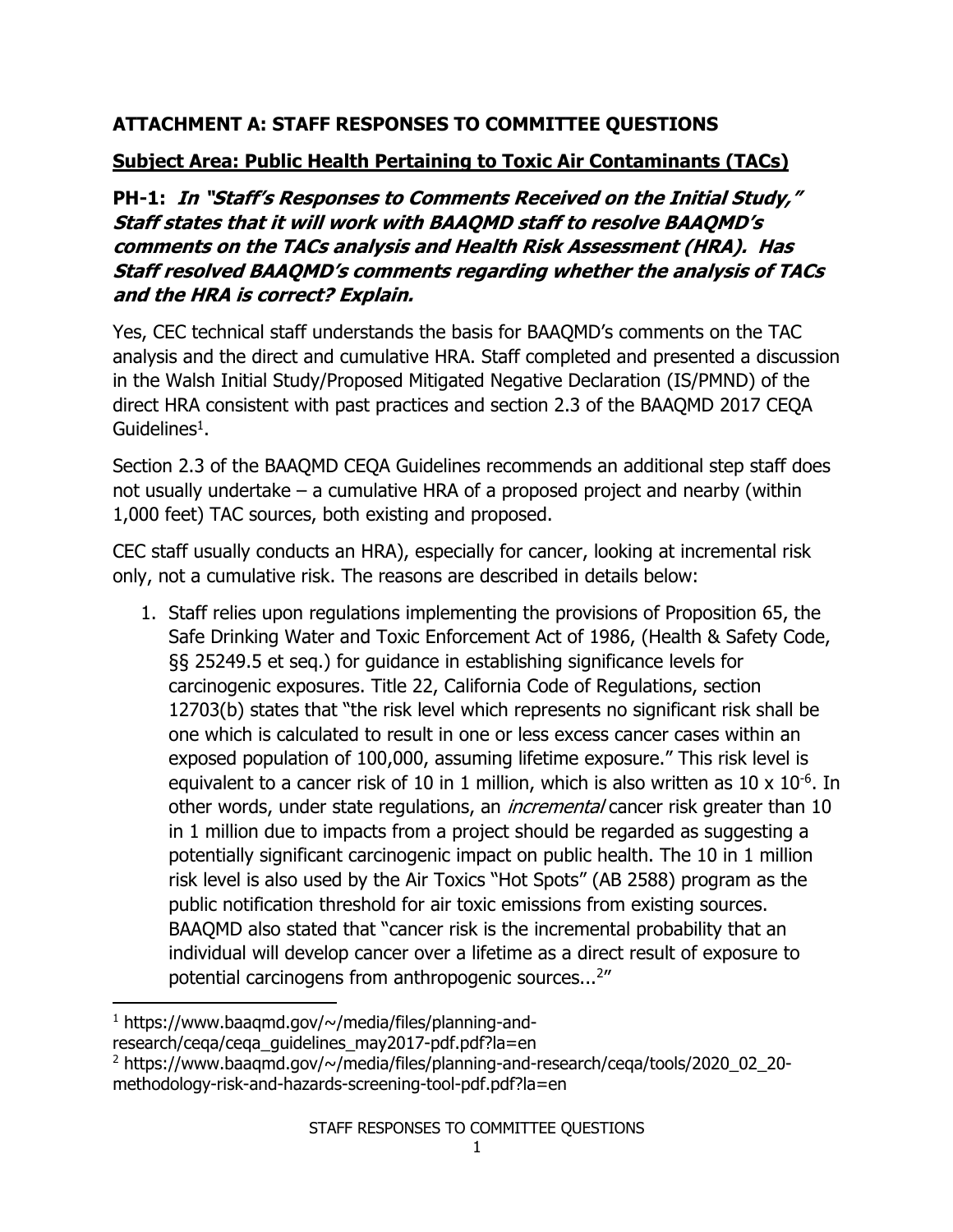## ATTACHMENT A: STAFF RESPONSES TO COMMITTEE QUESTIONS

### Subject Area: Public Health Pertaining to Toxic Air Contaminants (TACs)

**PH-1:** ***In "Staff's Responses to Comments Received on the Initial Study," Staff states that it will work with BAAQMD staff to resolve BAAQMD's comments on the TACs analysis and Health Risk Assessment (HRA). Has Staff resolved BAAQMD's comments regarding whether the analysis of TACs and the HRA is correct? Explain.***

Yes, CEC technical staff understands the basis for BAAQMD's comments on the TAC analysis and the direct and cumulative HRA. Staff completed and presented a discussion in the Walsh Initial Study/Proposed Mitigated Negative Declaration (IS/PMND) of the direct HRA consistent with past practices and section 2.3 of the BAAQMD 2017 CEQA Guidelines[1].

Section 2.3 of the BAAQMD CEQA Guidelines recommends an additional step staff does not usually undertake – a cumulative HRA of a proposed project and nearby (within 1,000 feet) TAC sources, both existing and proposed.

CEC staff usually conducts an HRA), especially for cancer, looking at incremental risk only, not a cumulative risk. The reasons are described in details below:

1. Staff relies upon regulations implementing the provisions of Proposition 65, the Safe Drinking Water and Toxic Enforcement Act of 1986, (Health & Safety Code, §§ 25249.5 et seq.) for guidance in establishing significance levels for carcinogenic exposures. Title 22, California Code of Regulations, section 12703(b) states that "the risk level which represents no significant risk shall be one which is calculated to result in one or less excess cancer cases within an exposed population of 100,000, assuming lifetime exposure." This risk level is equivalent to a cancer risk of 10 in 1 million, which is also written as $10 \times 10^{-6}$. In other words, under state regulations, an *incremental* cancer risk greater than 10 in 1 million due to impacts from a project should be regarded as suggesting a potentially significant carcinogenic impact on public health. The 10 in 1 million risk level is also used by the Air Toxics "Hot Spots" (AB 2588) program as the public notification threshold for air toxic emissions from existing sources. BAAQMD also stated that "cancer risk is the incremental probability that an individual will develop cancer over a lifetime as a direct result of exposure to potential carcinogens from anthropogenic sources...[2]"

---

[1] https://www.baaqmd.gov/~/media/files/planning-and-research/ceqa/ceqa_guidelines_may2017-pdf.pdf?la=en

[2] https://www.baaqmd.gov/~/media/files/planning-and-research/ceqa/tools/2020_02_20-methodology-risk-and-hazards-screening-tool-pdf.pdf?la=en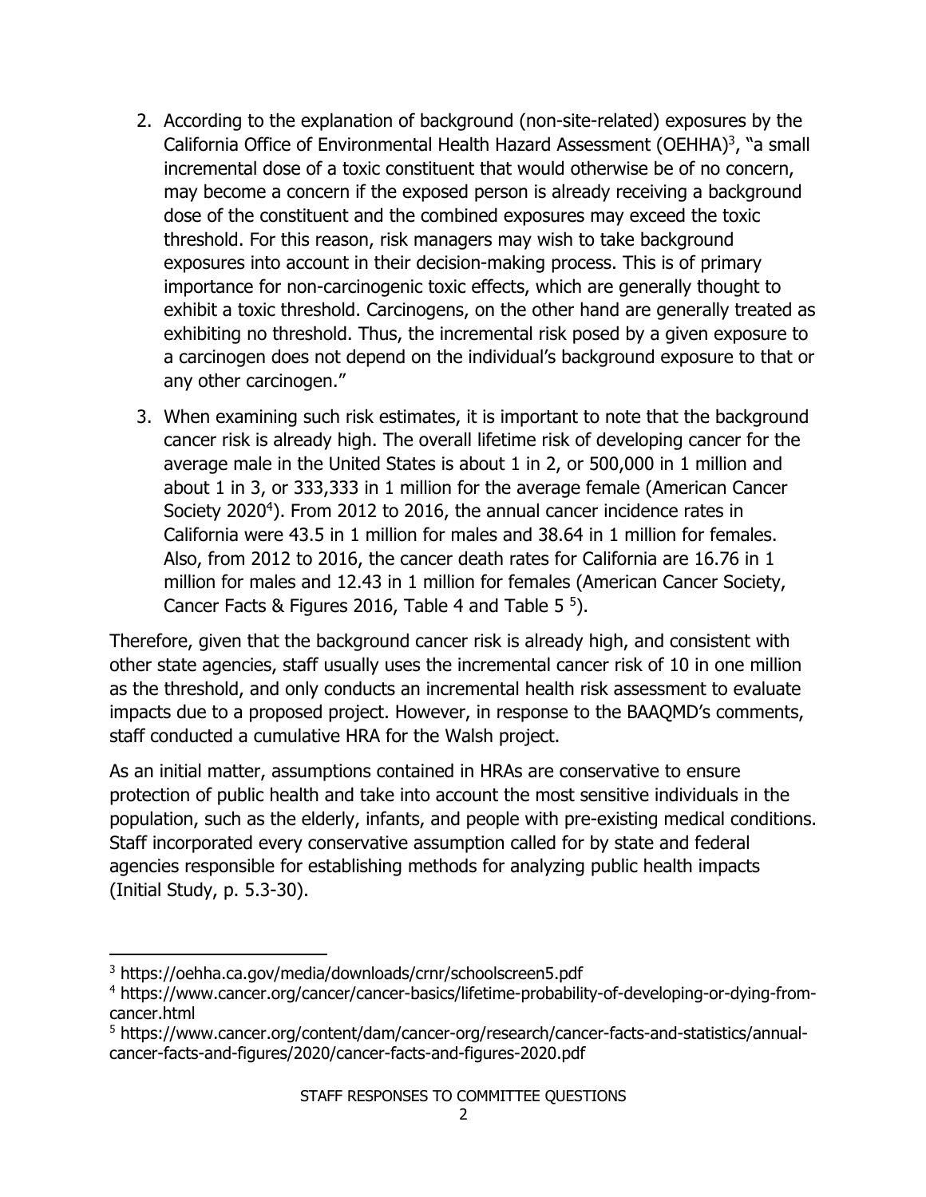2. According to the explanation of background (non-site-related) exposures by the California Office of Environmental Health Hazard Assessment (OEHHA)[3], "a small incremental dose of a toxic constituent that would otherwise be of no concern, may become a concern if the exposed person is already receiving a background dose of the constituent and the combined exposures may exceed the toxic threshold. For this reason, risk managers may wish to take background exposures into account in their decision-making process. This is of primary importance for non-carcinogenic toxic effects, which are generally thought to exhibit a toxic threshold. Carcinogens, on the other hand are generally treated as exhibiting no threshold. Thus, the incremental risk posed by a given exposure to a carcinogen does not depend on the individual's background exposure to that or any other carcinogen."

3. When examining such risk estimates, it is important to note that the background cancer risk is already high. The overall lifetime risk of developing cancer for the average male in the United States is about 1 in 2, or 500,000 in 1 million and about 1 in 3, or 333,333 in 1 million for the average female (American Cancer Society 2020[4]). From 2012 to 2016, the annual cancer incidence rates in California were 43.5 in 1 million for males and 38.64 in 1 million for females. Also, from 2012 to 2016, the cancer death rates for California are 16.76 in 1 million for males and 12.43 in 1 million for females (American Cancer Society, Cancer Facts & Figures 2016, Table 4 and Table 5 [5]).

Therefore, given that the background cancer risk is already high, and consistent with other state agencies, staff usually uses the incremental cancer risk of 10 in one million as the threshold, and only conducts an incremental health risk assessment to evaluate impacts due to a proposed project. However, in response to the BAAQMD's comments, staff conducted a cumulative HRA for the Walsh project.

As an initial matter, assumptions contained in HRAs are conservative to ensure protection of public health and take into account the most sensitive individuals in the population, such as the elderly, infants, and people with pre-existing medical conditions. Staff incorporated every conservative assumption called for by state and federal agencies responsible for establishing methods for analyzing public health impacts (Initial Study, p. 5.3-30).

---

[3] https://oehha.ca.gov/media/downloads/crnr/schoolscreen5.pdf

[4] https://www.cancer.org/cancer/cancer-basics/lifetime-probability-of-developing-or-dying-from-cancer.html

[5] https://www.cancer.org/content/dam/cancer-org/research/cancer-facts-and-statistics/annual-cancer-facts-and-figures/2020/cancer-facts-and-figures-2020.pdf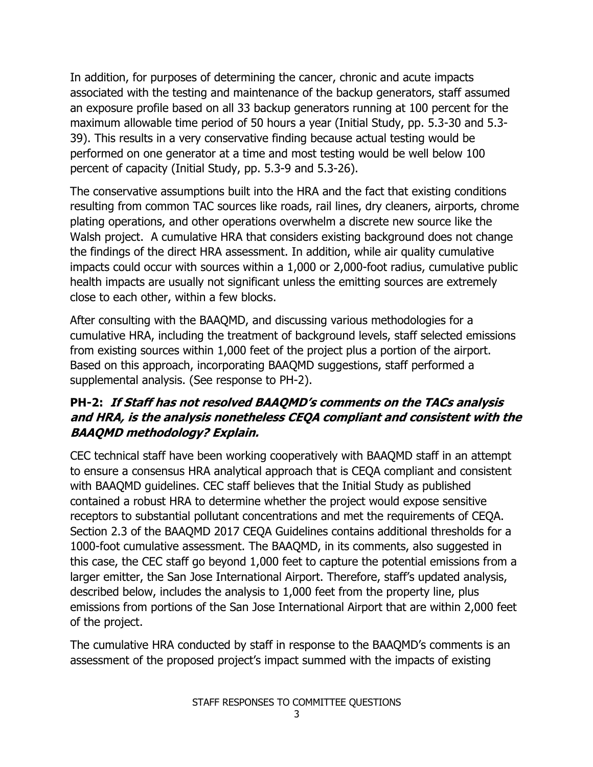In addition, for purposes of determining the cancer, chronic and acute impacts associated with the testing and maintenance of the backup generators, staff assumed an exposure profile based on all 33 backup generators running at 100 percent for the maximum allowable time period of 50 hours a year (Initial Study, pp. 5.3-30 and 5.3-39). This results in a very conservative finding because actual testing would be performed on one generator at a time and most testing would be well below 100 percent of capacity (Initial Study, pp. 5.3-9 and 5.3-26).

The conservative assumptions built into the HRA and the fact that existing conditions resulting from common TAC sources like roads, rail lines, dry cleaners, airports, chrome plating operations, and other operations overwhelm a discrete new source like the Walsh project. A cumulative HRA that considers existing background does not change the findings of the direct HRA assessment. In addition, while air quality cumulative impacts could occur with sources within a 1,000 or 2,000-foot radius, cumulative public health impacts are usually not significant unless the emitting sources are extremely close to each other, within a few blocks.

After consulting with the BAAQMD, and discussing various methodologies for a cumulative HRA, including the treatment of background levels, staff selected emissions from existing sources within 1,000 feet of the project plus a portion of the airport. Based on this approach, incorporating BAAQMD suggestions, staff performed a supplemental analysis. (See response to PH-2).

### PH-2: *If Staff has not resolved BAAQMD's comments on the TACs analysis and HRA, is the analysis nonetheless CEQA compliant and consistent with the BAAQMD methodology? Explain.*

CEC technical staff have been working cooperatively with BAAQMD staff in an attempt to ensure a consensus HRA analytical approach that is CEQA compliant and consistent with BAAQMD guidelines. CEC staff believes that the Initial Study as published contained a robust HRA to determine whether the project would expose sensitive receptors to substantial pollutant concentrations and met the requirements of CEQA. Section 2.3 of the BAAQMD 2017 CEQA Guidelines contains additional thresholds for a 1000-foot cumulative assessment. The BAAQMD, in its comments, also suggested in this case, the CEC staff go beyond 1,000 feet to capture the potential emissions from a larger emitter, the San Jose International Airport. Therefore, staff's updated analysis, described below, includes the analysis to 1,000 feet from the property line, plus emissions from portions of the San Jose International Airport that are within 2,000 feet of the project.

The cumulative HRA conducted by staff in response to the BAAQMD's comments is an assessment of the proposed project's impact summed with the impacts of existing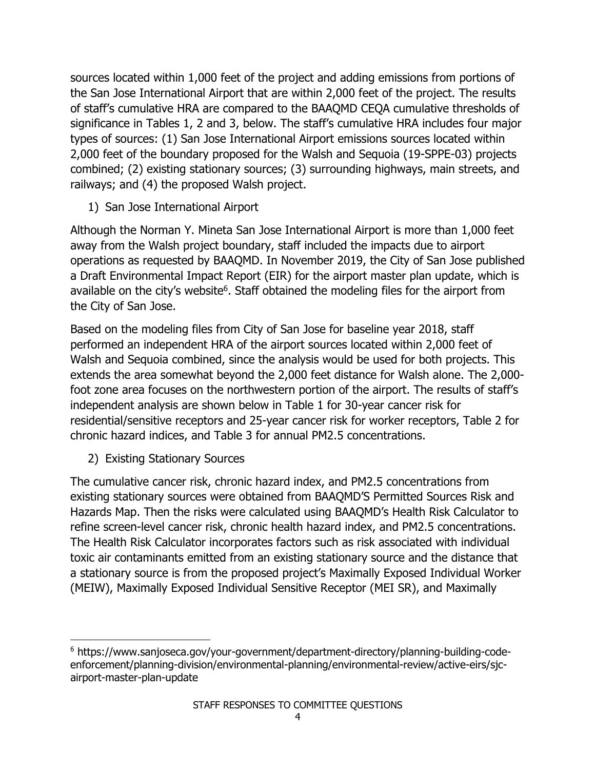sources located within 1,000 feet of the project and adding emissions from portions of the San Jose International Airport that are within 2,000 feet of the project. The results of staff's cumulative HRA are compared to the BAAQMD CEQA cumulative thresholds of significance in Tables 1, 2 and 3, below. The staff's cumulative HRA includes four major types of sources: (1) San Jose International Airport emissions sources located within 2,000 feet of the boundary proposed for the Walsh and Sequoia (19-SPPE-03) projects combined; (2) existing stationary sources; (3) surrounding highways, main streets, and railways; and (4) the proposed Walsh project.

1) San Jose International Airport

Although the Norman Y. Mineta San Jose International Airport is more than 1,000 feet away from the Walsh project boundary, staff included the impacts due to airport operations as requested by BAAQMD. In November 2019, the City of San Jose published a Draft Environmental Impact Report (EIR) for the airport master plan update, which is available on the city's website[6]. Staff obtained the modeling files for the airport from the City of San Jose.

Based on the modeling files from City of San Jose for baseline year 2018, staff performed an independent HRA of the airport sources located within 2,000 feet of Walsh and Sequoia combined, since the analysis would be used for both projects. This extends the area somewhat beyond the 2,000 feet distance for Walsh alone. The 2,000-foot zone area focuses on the northwestern portion of the airport. The results of staff's independent analysis are shown below in Table 1 for 30-year cancer risk for residential/sensitive receptors and 25-year cancer risk for worker receptors, Table 2 for chronic hazard indices, and Table 3 for annual PM2.5 concentrations.

2) Existing Stationary Sources

The cumulative cancer risk, chronic hazard index, and PM2.5 concentrations from existing stationary sources were obtained from BAAQMD'S Permitted Sources Risk and Hazards Map. Then the risks were calculated using BAAQMD's Health Risk Calculator to refine screen-level cancer risk, chronic health hazard index, and PM2.5 concentrations. The Health Risk Calculator incorporates factors such as risk associated with individual toxic air contaminants emitted from an existing stationary source and the distance that a stationary source is from the proposed project's Maximally Exposed Individual Worker (MEIW), Maximally Exposed Individual Sensitive Receptor (MEI SR), and Maximally

[6] https://www.sanjoseca.gov/your-government/department-directory/planning-building-code-enforcement/planning-division/environmental-planning/environmental-review/active-eirs/sjc-airport-master-plan-update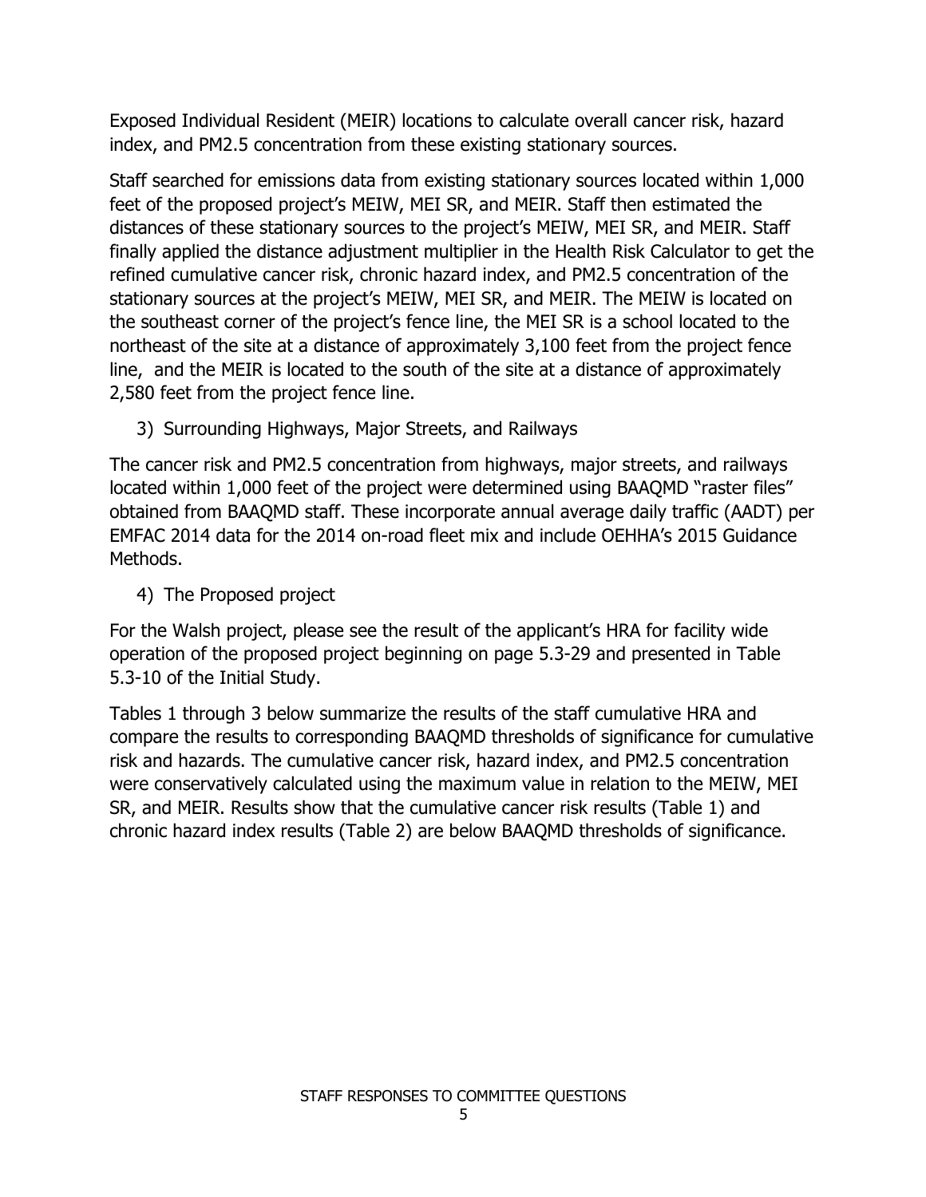Exposed Individual Resident (MEIR) locations to calculate overall cancer risk, hazard index, and PM2.5 concentration from these existing stationary sources.

Staff searched for emissions data from existing stationary sources located within 1,000 feet of the proposed project's MEIW, MEI SR, and MEIR. Staff then estimated the distances of these stationary sources to the project's MEIW, MEI SR, and MEIR. Staff finally applied the distance adjustment multiplier in the Health Risk Calculator to get the refined cumulative cancer risk, chronic hazard index, and PM2.5 concentration of the stationary sources at the project's MEIW, MEI SR, and MEIR. The MEIW is located on the southeast corner of the project's fence line, the MEI SR is a school located to the northeast of the site at a distance of approximately 3,100 feet from the project fence line, and the MEIR is located to the south of the site at a distance of approximately 2,580 feet from the project fence line.

3) Surrounding Highways, Major Streets, and Railways

The cancer risk and PM2.5 concentration from highways, major streets, and railways located within 1,000 feet of the project were determined using BAAQMD "raster files" obtained from BAAQMD staff. These incorporate annual average daily traffic (AADT) per EMFAC 2014 data for the 2014 on-road fleet mix and include OEHHA's 2015 Guidance Methods.

4) The Proposed project

For the Walsh project, please see the result of the applicant's HRA for facility wide operation of the proposed project beginning on page 5.3-29 and presented in Table 5.3-10 of the Initial Study.

Tables 1 through 3 below summarize the results of the staff cumulative HRA and compare the results to corresponding BAAQMD thresholds of significance for cumulative risk and hazards. The cumulative cancer risk, hazard index, and PM2.5 concentration were conservatively calculated using the maximum value in relation to the MEIW, MEI SR, and MEIR. Results show that the cumulative cancer risk results (Table 1) and chronic hazard index results (Table 2) are below BAAQMD thresholds of significance.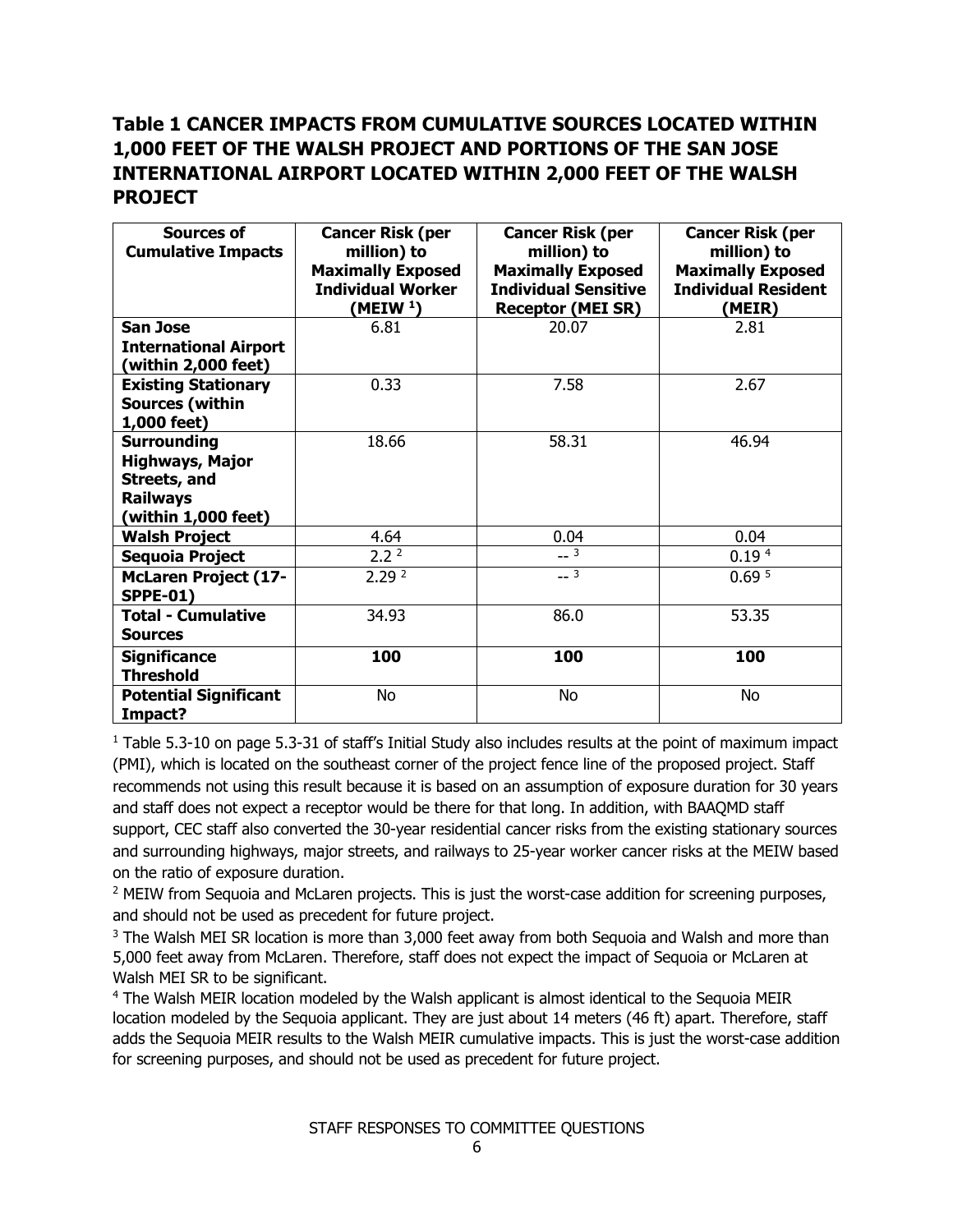## Table 1 CANCER IMPACTS FROM CUMULATIVE SOURCES LOCATED WITHIN 1,000 FEET OF THE WALSH PROJECT AND PORTIONS OF THE SAN JOSE INTERNATIONAL AIRPORT LOCATED WITHIN 2,000 FEET OF THE WALSH PROJECT

| Sources of Cumulative Impacts | Cancer Risk (per million) to Maximally Exposed Individual Worker (MEIW [1]) | Cancer Risk (per million) to Maximally Exposed Individual Sensitive Receptor (MEI SR) | Cancer Risk (per million) to Maximally Exposed Individual Resident (MEIR) |
|---|---|---|---|
| **San Jose International Airport (within 2,000 feet)** | 6.81 | 20.07 | 2.81 |
| **Existing Stationary Sources (within 1,000 feet)** | 0.33 | 7.58 | 2.67 |
| **Surrounding Highways, Major Streets, and Railways (within 1,000 feet)** | 18.66 | 58.31 | 46.94 |
| **Walsh Project** | 4.64 | 0.04 | 0.04 |
| **Sequoia Project** | 2.2 [2] | -- [3] | 0.19 [4] |
| **McLaren Project (17-SPPE-01)** | 2.29 [2] | -- [3] | 0.69 [5] |
| **Total - Cumulative Sources** | 34.93 | 86.0 | 53.35 |
| **Significance Threshold** | **100** | **100** | **100** |
| **Potential Significant Impact?** | No | No | No |

[1] Table 5.3-10 on page 5.3-31 of staff's Initial Study also includes results at the point of maximum impact (PMI), which is located on the southeast corner of the project fence line of the proposed project. Staff recommends not using this result because it is based on an assumption of exposure duration for 30 years and staff does not expect a receptor would be there for that long. In addition, with BAAQMD staff support, CEC staff also converted the 30-year residential cancer risks from the existing stationary sources and surrounding highways, major streets, and railways to 25-year worker cancer risks at the MEIW based on the ratio of exposure duration.

[2] MEIW from Sequoia and McLaren projects. This is just the worst-case addition for screening purposes, and should not be used as precedent for future project.

[3] The Walsh MEI SR location is more than 3,000 feet away from both Sequoia and Walsh and more than 5,000 feet away from McLaren. Therefore, staff does not expect the impact of Sequoia or McLaren at Walsh MEI SR to be significant.

[4] The Walsh MEIR location modeled by the Walsh applicant is almost identical to the Sequoia MEIR location modeled by the Sequoia applicant. They are just about 14 meters (46 ft) apart. Therefore, staff adds the Sequoia MEIR results to the Walsh MEIR cumulative impacts. This is just the worst-case addition for screening purposes, and should not be used as precedent for future project.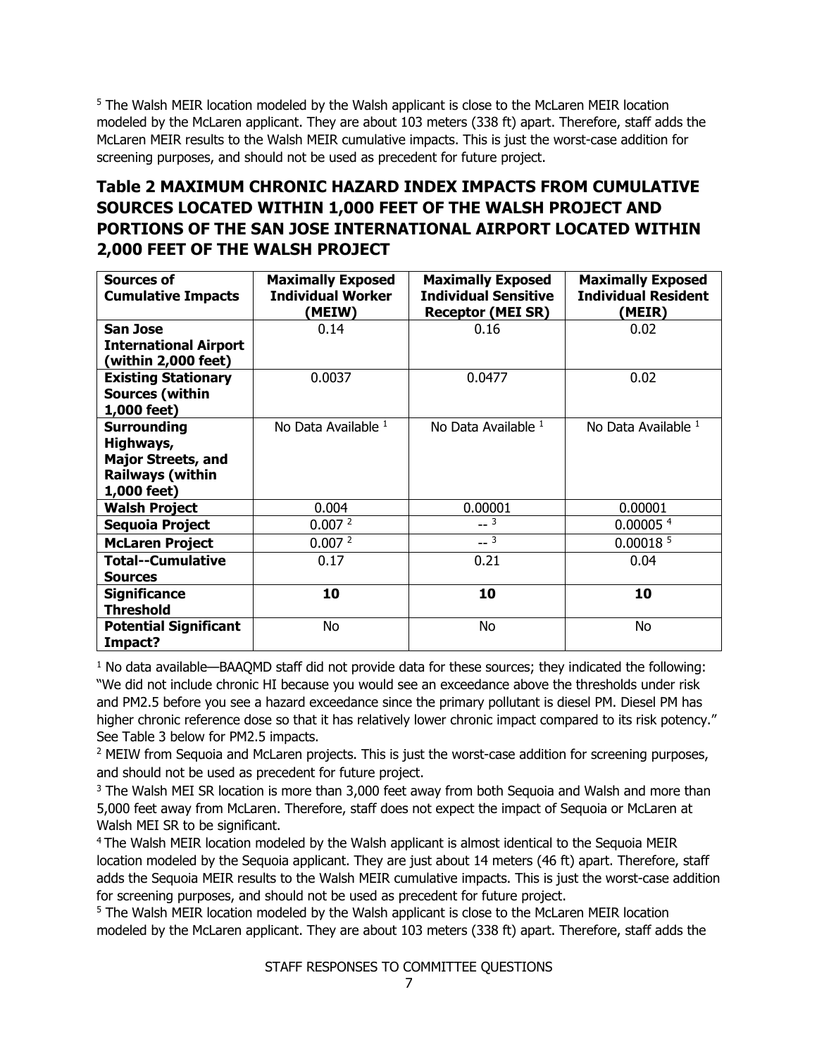[5] The Walsh MEIR location modeled by the Walsh applicant is close to the McLaren MEIR location modeled by the McLaren applicant. They are about 103 meters (338 ft) apart. Therefore, staff adds the McLaren MEIR results to the Walsh MEIR cumulative impacts. This is just the worst-case addition for screening purposes, and should not be used as precedent for future project.

## Table 2 MAXIMUM CHRONIC HAZARD INDEX IMPACTS FROM CUMULATIVE SOURCES LOCATED WITHIN 1,000 FEET OF THE WALSH PROJECT AND PORTIONS OF THE SAN JOSE INTERNATIONAL AIRPORT LOCATED WITHIN 2,000 FEET OF THE WALSH PROJECT

| Sources of Cumulative Impacts | Maximally Exposed Individual Worker (MEIW) | Maximally Exposed Individual Sensitive Receptor (MEI SR) | Maximally Exposed Individual Resident (MEIR) |
|---|---|---|---|
| **San Jose International Airport (within 2,000 feet)** | 0.14 | 0.16 | 0.02 |
| **Existing Stationary Sources (within 1,000 feet)** | 0.0037 | 0.0477 | 0.02 |
| **Surrounding Highways, Major Streets, and Railways (within 1,000 feet)** | No Data Available [1] | No Data Available [1] | No Data Available [1] |
| **Walsh Project** | 0.004 | 0.00001 | 0.00001 |
| **Sequoia Project** | 0.007 [2] | -- [3] | 0.00005 [4] |
| **McLaren Project** | 0.007 [2] | -- [3] | 0.00018 [5] |
| **Total--Cumulative Sources** | 0.17 | 0.21 | 0.04 |
| **Significance Threshold** | **10** | **10** | **10** |
| **Potential Significant Impact?** | No | No | No |

[1] No data available—BAAQMD staff did not provide data for these sources; they indicated the following: "We did not include chronic HI because you would see an exceedance above the thresholds under risk and PM2.5 before you see a hazard exceedance since the primary pollutant is diesel PM. Diesel PM has higher chronic reference dose so that it has relatively lower chronic impact compared to its risk potency." See Table 3 below for PM2.5 impacts.

[2] MEIW from Sequoia and McLaren projects. This is just the worst-case addition for screening purposes, and should not be used as precedent for future project.

[3] The Walsh MEI SR location is more than 3,000 feet away from both Sequoia and Walsh and more than 5,000 feet away from McLaren. Therefore, staff does not expect the impact of Sequoia or McLaren at Walsh MEI SR to be significant.

[4] The Walsh MEIR location modeled by the Walsh applicant is almost identical to the Sequoia MEIR location modeled by the Sequoia applicant. They are just about 14 meters (46 ft) apart. Therefore, staff adds the Sequoia MEIR results to the Walsh MEIR cumulative impacts. This is just the worst-case addition for screening purposes, and should not be used as precedent for future project.

[5] The Walsh MEIR location modeled by the Walsh applicant is close to the McLaren MEIR location modeled by the McLaren applicant. They are about 103 meters (338 ft) apart. Therefore, staff adds the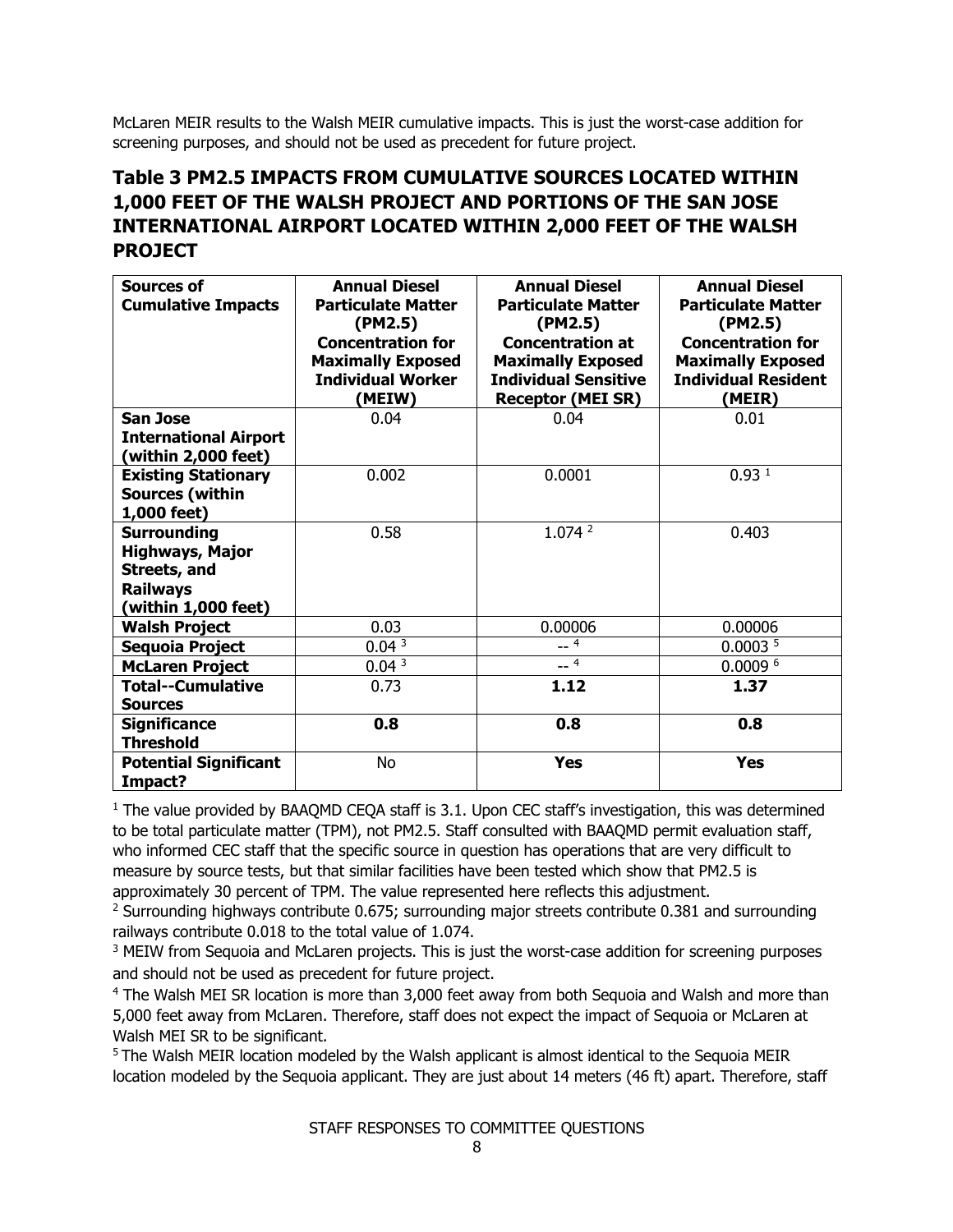McLaren MEIR results to the Walsh MEIR cumulative impacts. This is just the worst-case addition for screening purposes, and should not be used as precedent for future project.

## Table 3 PM2.5 IMPACTS FROM CUMULATIVE SOURCES LOCATED WITHIN 1,000 FEET OF THE WALSH PROJECT AND PORTIONS OF THE SAN JOSE INTERNATIONAL AIRPORT LOCATED WITHIN 2,000 FEET OF THE WALSH PROJECT

| Sources of Cumulative Impacts | Annual Diesel Particulate Matter (PM2.5) Concentration for Maximally Exposed Individual Worker (MEIW) | Annual Diesel Particulate Matter (PM2.5) Concentration at Maximally Exposed Individual Sensitive Receptor (MEI SR) | Annual Diesel Particulate Matter (PM2.5) Concentration for Maximally Exposed Individual Resident (MEIR) |
|---|---|---|---|
| **San Jose International Airport (within 2,000 feet)** | 0.04 | 0.04 | 0.01 |
| **Existing Stationary Sources (within 1,000 feet)** | 0.002 | 0.0001 | 0.93 [1] |
| **Surrounding Highways, Major Streets, and Railways (within 1,000 feet)** | 0.58 | 1.074 [2] | 0.403 |
| **Walsh Project** | 0.03 | 0.00006 | 0.00006 |
| **Sequoia Project** | 0.04 [3] | -- [4] | 0.0003 [5] |
| **McLaren Project** | 0.04 [3] | -- [4] | 0.0009 [6] |
| **Total--Cumulative Sources** | 0.73 | **1.12** | **1.37** |
| **Significance Threshold** | **0.8** | **0.8** | **0.8** |
| **Potential Significant Impact?** | No | **Yes** | **Yes** |

[1] The value provided by BAAQMD CEQA staff is 3.1. Upon CEC staff's investigation, this was determined to be total particulate matter (TPM), not PM2.5. Staff consulted with BAAQMD permit evaluation staff, who informed CEC staff that the specific source in question has operations that are very difficult to measure by source tests, but that similar facilities have been tested which show that PM2.5 is approximately 30 percent of TPM. The value represented here reflects this adjustment.

[2] Surrounding highways contribute 0.675; surrounding major streets contribute 0.381 and surrounding railways contribute 0.018 to the total value of 1.074.

[3] MEIW from Sequoia and McLaren projects. This is just the worst-case addition for screening purposes and should not be used as precedent for future project.

[4] The Walsh MEI SR location is more than 3,000 feet away from both Sequoia and Walsh and more than 5,000 feet away from McLaren. Therefore, staff does not expect the impact of Sequoia or McLaren at Walsh MEI SR to be significant.

[5] The Walsh MEIR location modeled by the Walsh applicant is almost identical to the Sequoia MEIR location modeled by the Sequoia applicant. They are just about 14 meters (46 ft) apart. Therefore, staff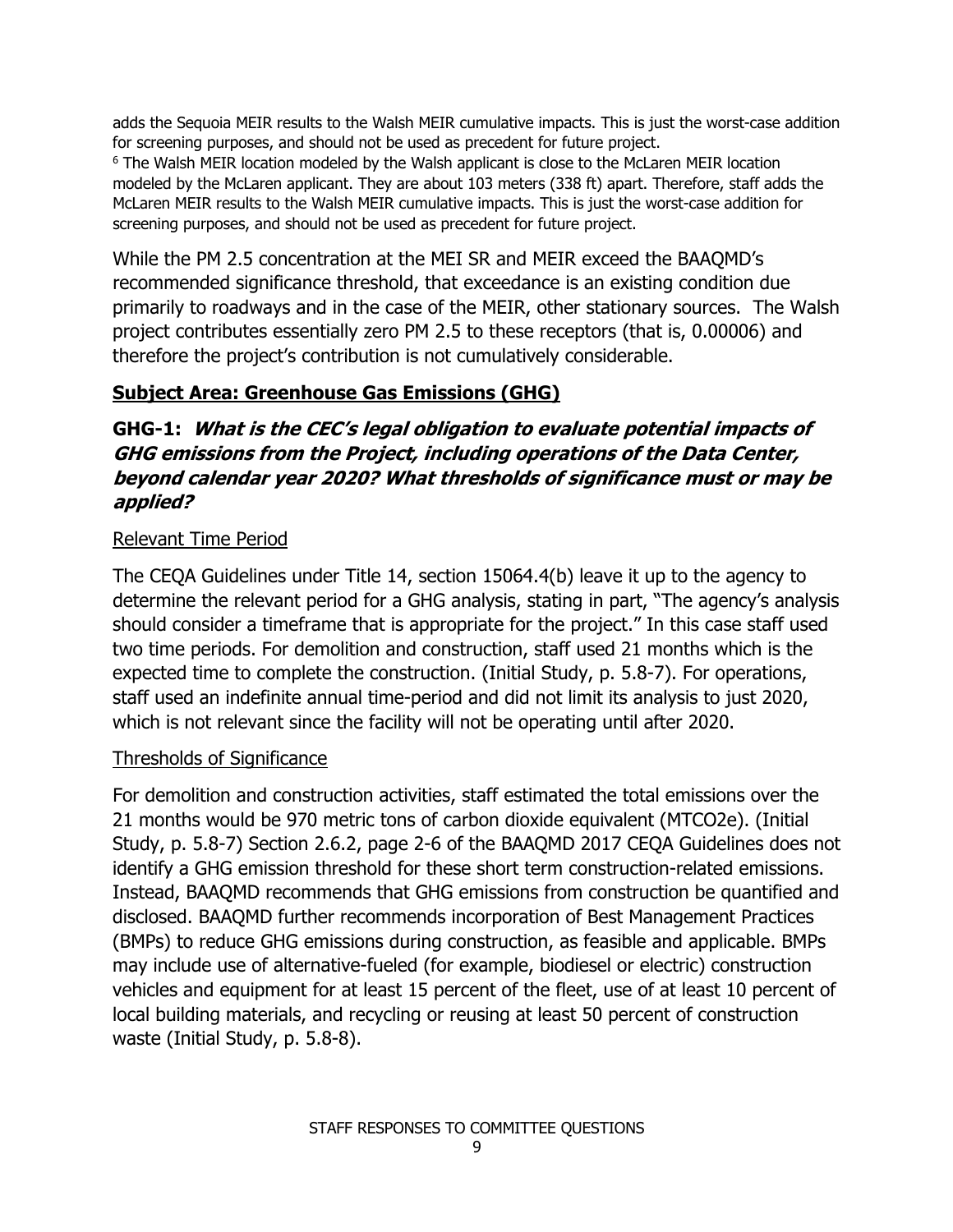adds the Sequoia MEIR results to the Walsh MEIR cumulative impacts. This is just the worst-case addition for screening purposes, and should not be used as precedent for future project.

[6] The Walsh MEIR location modeled by the Walsh applicant is close to the McLaren MEIR location modeled by the McLaren applicant. They are about 103 meters (338 ft) apart. Therefore, staff adds the McLaren MEIR results to the Walsh MEIR cumulative impacts. This is just the worst-case addition for screening purposes, and should not be used as precedent for future project.

While the PM 2.5 concentration at the MEI SR and MEIR exceed the BAAQMD's recommended significance threshold, that exceedance is an existing condition due primarily to roadways and in the case of the MEIR, other stationary sources. The Walsh project contributes essentially zero PM 2.5 to these receptors (that is, 0.00006) and therefore the project's contribution is not cumulatively considerable.

## Subject Area: Greenhouse Gas Emissions (GHG)

### GHG-1: *What is the CEC's legal obligation to evaluate potential impacts of GHG emissions from the Project, including operations of the Data Center, beyond calendar year 2020? What thresholds of significance must or may be applied?*

Relevant Time Period

The CEQA Guidelines under Title 14, section 15064.4(b) leave it up to the agency to determine the relevant period for a GHG analysis, stating in part, "The agency's analysis should consider a timeframe that is appropriate for the project." In this case staff used two time periods. For demolition and construction, staff used 21 months which is the expected time to complete the construction. (Initial Study, p. 5.8-7). For operations, staff used an indefinite annual time-period and did not limit its analysis to just 2020, which is not relevant since the facility will not be operating until after 2020.

Thresholds of Significance

For demolition and construction activities, staff estimated the total emissions over the 21 months would be 970 metric tons of carbon dioxide equivalent (MTCO2e). (Initial Study, p. 5.8-7) Section 2.6.2, page 2-6 of the BAAQMD 2017 CEQA Guidelines does not identify a GHG emission threshold for these short term construction-related emissions. Instead, BAAQMD recommends that GHG emissions from construction be quantified and disclosed. BAAQMD further recommends incorporation of Best Management Practices (BMPs) to reduce GHG emissions during construction, as feasible and applicable. BMPs may include use of alternative-fueled (for example, biodiesel or electric) construction vehicles and equipment for at least 15 percent of the fleet, use of at least 10 percent of local building materials, and recycling or reusing at least 50 percent of construction waste (Initial Study, p. 5.8-8).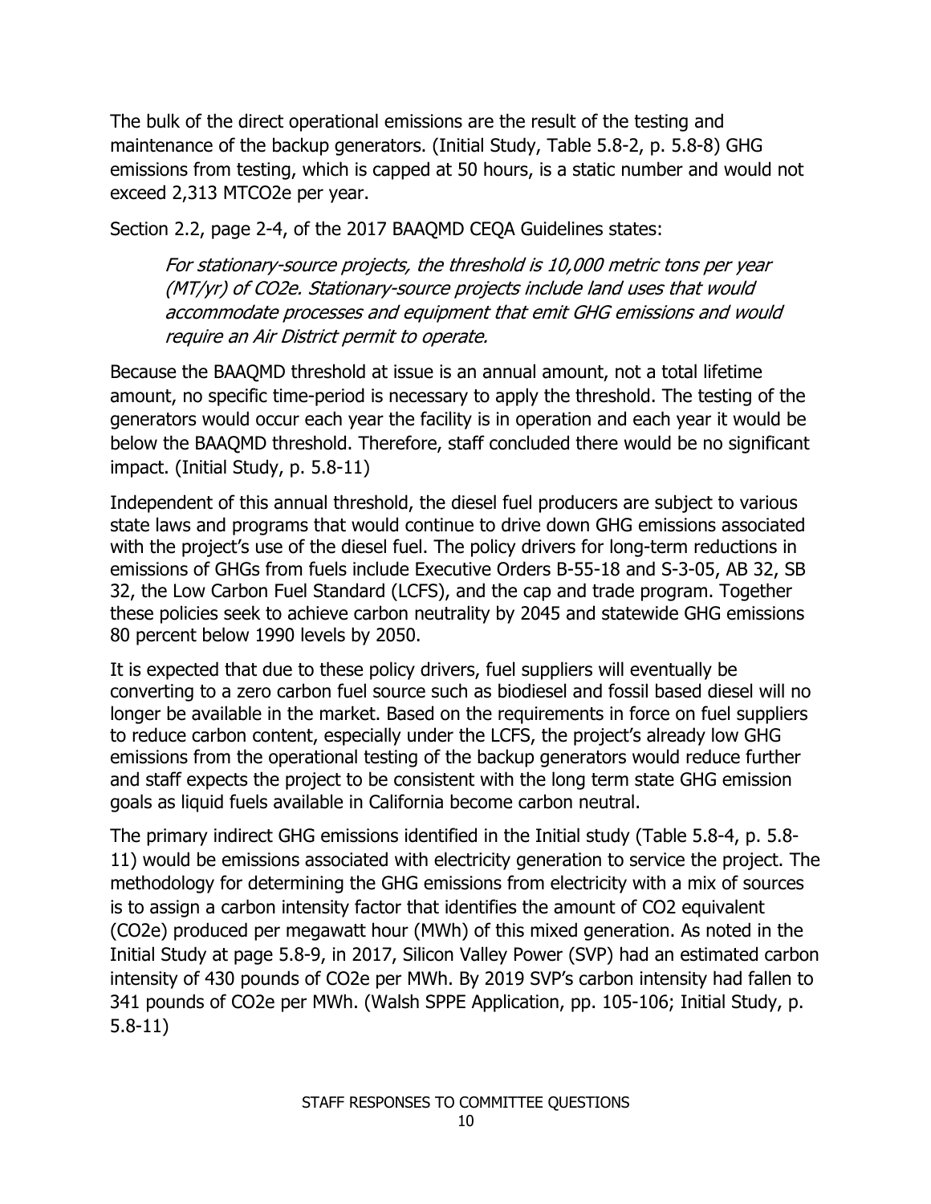The bulk of the direct operational emissions are the result of the testing and maintenance of the backup generators. (Initial Study, Table 5.8-2, p. 5.8-8) GHG emissions from testing, which is capped at 50 hours, is a static number and would not exceed 2,313 MTCO2e per year.

Section 2.2, page 2-4, of the 2017 BAAQMD CEQA Guidelines states:

> *For stationary-source projects, the threshold is 10,000 metric tons per year (MT/yr) of CO2e. Stationary-source projects include land uses that would accommodate processes and equipment that emit GHG emissions and would require an Air District permit to operate.*

Because the BAAQMD threshold at issue is an annual amount, not a total lifetime amount, no specific time-period is necessary to apply the threshold. The testing of the generators would occur each year the facility is in operation and each year it would be below the BAAQMD threshold. Therefore, staff concluded there would be no significant impact. (Initial Study, p. 5.8-11)

Independent of this annual threshold, the diesel fuel producers are subject to various state laws and programs that would continue to drive down GHG emissions associated with the project's use of the diesel fuel. The policy drivers for long-term reductions in emissions of GHGs from fuels include Executive Orders B-55-18 and S-3-05, AB 32, SB 32, the Low Carbon Fuel Standard (LCFS), and the cap and trade program. Together these policies seek to achieve carbon neutrality by 2045 and statewide GHG emissions 80 percent below 1990 levels by 2050.

It is expected that due to these policy drivers, fuel suppliers will eventually be converting to a zero carbon fuel source such as biodiesel and fossil based diesel will no longer be available in the market. Based on the requirements in force on fuel suppliers to reduce carbon content, especially under the LCFS, the project's already low GHG emissions from the operational testing of the backup generators would reduce further and staff expects the project to be consistent with the long term state GHG emission goals as liquid fuels available in California become carbon neutral.

The primary indirect GHG emissions identified in the Initial study (Table 5.8-4, p. 5.8-11) would be emissions associated with electricity generation to service the project. The methodology for determining the GHG emissions from electricity with a mix of sources is to assign a carbon intensity factor that identifies the amount of CO2 equivalent (CO2e) produced per megawatt hour (MWh) of this mixed generation. As noted in the Initial Study at page 5.8-9, in 2017, Silicon Valley Power (SVP) had an estimated carbon intensity of 430 pounds of CO2e per MWh. By 2019 SVP's carbon intensity had fallen to 341 pounds of CO2e per MWh. (Walsh SPPE Application, pp. 105-106; Initial Study, p. 5.8-11)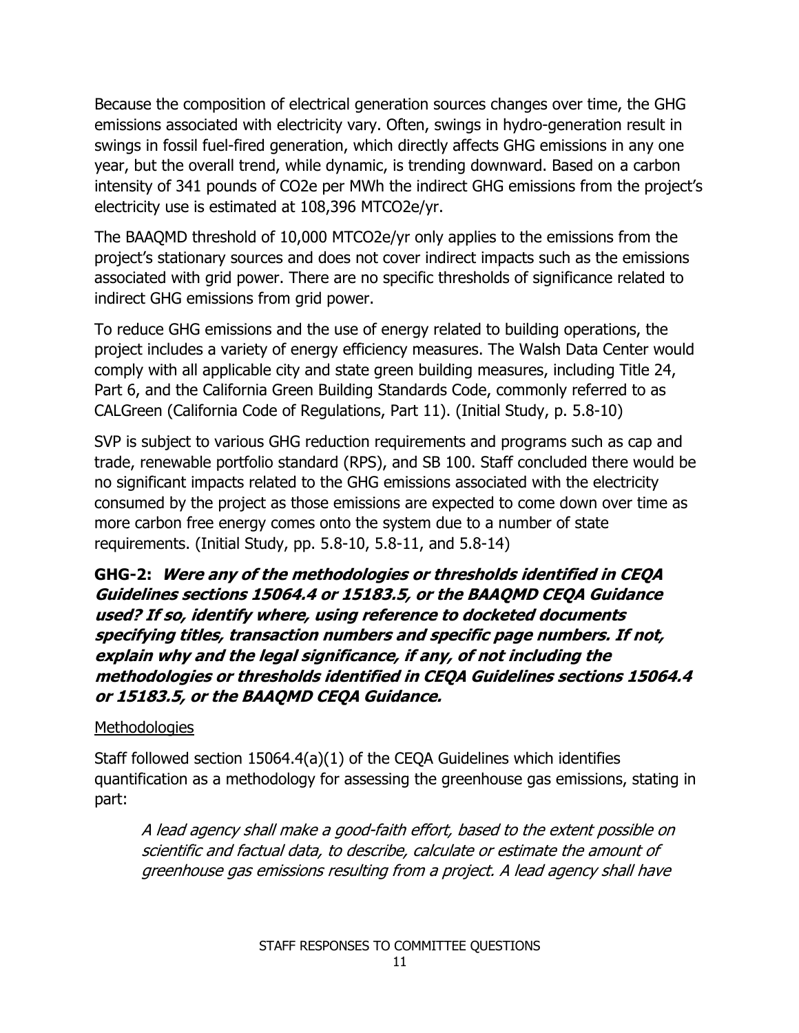Because the composition of electrical generation sources changes over time, the GHG emissions associated with electricity vary. Often, swings in hydro-generation result in swings in fossil fuel-fired generation, which directly affects GHG emissions in any one year, but the overall trend, while dynamic, is trending downward. Based on a carbon intensity of 341 pounds of $CO_2e$ per MWh the indirect GHG emissions from the project's electricity use is estimated at 108,396 $MTCO_2e$/yr.

The BAAQMD threshold of 10,000 $MTCO_2e$/yr only applies to the emissions from the project's stationary sources and does not cover indirect impacts such as the emissions associated with grid power. There are no specific thresholds of significance related to indirect GHG emissions from grid power.

To reduce GHG emissions and the use of energy related to building operations, the project includes a variety of energy efficiency measures. The Walsh Data Center would comply with all applicable city and state green building measures, including Title 24, Part 6, and the California Green Building Standards Code, commonly referred to as CALGreen (California Code of Regulations, Part 11). (Initial Study, p. 5.8-10)

SVP is subject to various GHG reduction requirements and programs such as cap and trade, renewable portfolio standard (RPS), and SB 100. Staff concluded there would be no significant impacts related to the GHG emissions associated with the electricity consumed by the project as those emissions are expected to come down over time as more carbon free energy comes onto the system due to a number of state requirements. (Initial Study, pp. 5.8-10, 5.8-11, and 5.8-14)

**GHG-2:** ***Were any of the methodologies or thresholds identified in CEQA Guidelines sections 15064.4 or 15183.5, or the BAAQMD CEQA Guidance used? If so, identify where, using reference to docketed documents specifying titles, transaction numbers and specific page numbers. If not, explain why and the legal significance, if any, of not including the methodologies or thresholds identified in CEQA Guidelines sections 15064.4 or 15183.5, or the BAAQMD CEQA Guidance.***

Methodologies

Staff followed section 15064.4(a)(1) of the CEQA Guidelines which identifies quantification as a methodology for assessing the greenhouse gas emissions, stating in part:

> *A lead agency shall make a good-faith effort, based to the extent possible on scientific and factual data, to describe, calculate or estimate the amount of greenhouse gas emissions resulting from a project. A lead agency shall have*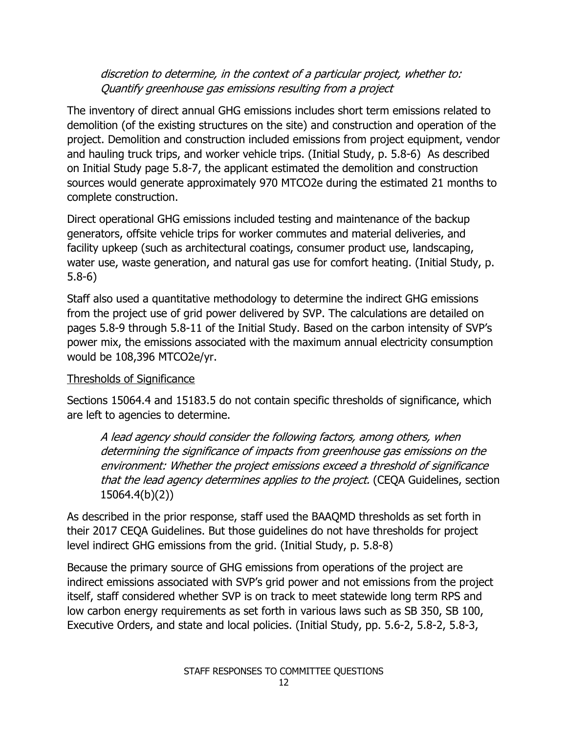*discretion to determine, in the context of a particular project, whether to: Quantify greenhouse gas emissions resulting from a project*

The inventory of direct annual GHG emissions includes short term emissions related to demolition (of the existing structures on the site) and construction and operation of the project. Demolition and construction included emissions from project equipment, vendor and hauling truck trips, and worker vehicle trips. (Initial Study, p. 5.8-6) As described on Initial Study page 5.8-7, the applicant estimated the demolition and construction sources would generate approximately 970 MTCO2e during the estimated 21 months to complete construction.

Direct operational GHG emissions included testing and maintenance of the backup generators, offsite vehicle trips for worker commutes and material deliveries, and facility upkeep (such as architectural coatings, consumer product use, landscaping, water use, waste generation, and natural gas use for comfort heating. (Initial Study, p. 5.8-6)

Staff also used a quantitative methodology to determine the indirect GHG emissions from the project use of grid power delivered by SVP. The calculations are detailed on pages 5.8-9 through 5.8-11 of the Initial Study. Based on the carbon intensity of SVP's power mix, the emissions associated with the maximum annual electricity consumption would be 108,396 MTCO2e/yr.

<u>Thresholds of Significance</u>

Sections 15064.4 and 15183.5 do not contain specific thresholds of significance, which are left to agencies to determine.

> *A lead agency should consider the following factors, among others, when determining the significance of impacts from greenhouse gas emissions on the environment: Whether the project emissions exceed a threshold of significance that the lead agency determines applies to the project.* (CEQA Guidelines, section 15064.4(b)(2))

As described in the prior response, staff used the BAAQMD thresholds as set forth in their 2017 CEQA Guidelines. But those guidelines do not have thresholds for project level indirect GHG emissions from the grid. (Initial Study, p. 5.8-8)

Because the primary source of GHG emissions from operations of the project are indirect emissions associated with SVP's grid power and not emissions from the project itself, staff considered whether SVP is on track to meet statewide long term RPS and low carbon energy requirements as set forth in various laws such as SB 350, SB 100, Executive Orders, and state and local policies. (Initial Study, pp. 5.6-2, 5.8-2, 5.8-3,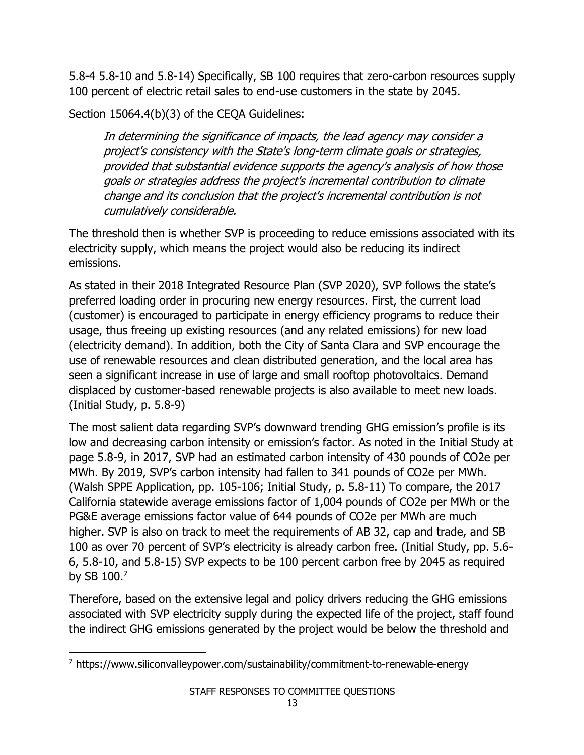5.8-4 5.8-10 and 5.8-14) Specifically, SB 100 requires that zero-carbon resources supply 100 percent of electric retail sales to end-use customers in the state by 2045.

Section 15064.4(b)(3) of the CEQA Guidelines:

> *In determining the significance of impacts, the lead agency may consider a project's consistency with the State's long-term climate goals or strategies, provided that substantial evidence supports the agency's analysis of how those goals or strategies address the project's incremental contribution to climate change and its conclusion that the project's incremental contribution is not cumulatively considerable.*

The threshold then is whether SVP is proceeding to reduce emissions associated with its electricity supply, which means the project would also be reducing its indirect emissions.

As stated in their 2018 Integrated Resource Plan (SVP 2020), SVP follows the state's preferred loading order in procuring new energy resources. First, the current load (customer) is encouraged to participate in energy efficiency programs to reduce their usage, thus freeing up existing resources (and any related emissions) for new load (electricity demand). In addition, both the City of Santa Clara and SVP encourage the use of renewable resources and clean distributed generation, and the local area has seen a significant increase in use of large and small rooftop photovoltaics. Demand displaced by customer-based renewable projects is also available to meet new loads. (Initial Study, p. 5.8-9)

The most salient data regarding SVP's downward trending GHG emission's profile is its low and decreasing carbon intensity or emission's factor. As noted in the Initial Study at page 5.8-9, in 2017, SVP had an estimated carbon intensity of 430 pounds of $CO_2e$ per MWh. By 2019, SVP's carbon intensity had fallen to 341 pounds of $CO_2e$ per MWh. (Walsh SPPE Application, pp. 105-106; Initial Study, p. 5.8-11) To compare, the 2017 California statewide average emissions factor of 1,004 pounds of $CO_2e$ per MWh or the PG&E average emissions factor value of 644 pounds of $CO_2e$ per MWh are much higher. SVP is also on track to meet the requirements of AB 32, cap and trade, and SB 100 as over 70 percent of SVP's electricity is already carbon free. (Initial Study, pp. 5.6-6, 5.8-10, and 5.8-15) SVP expects to be 100 percent carbon free by 2045 as required by SB 100.[7]

Therefore, based on the extensive legal and policy drivers reducing the GHG emissions associated with SVP electricity supply during the expected life of the project, staff found the indirect GHG emissions generated by the project would be below the threshold and

[7] https://www.siliconvalleypower.com/sustainability/commitment-to-renewable-energy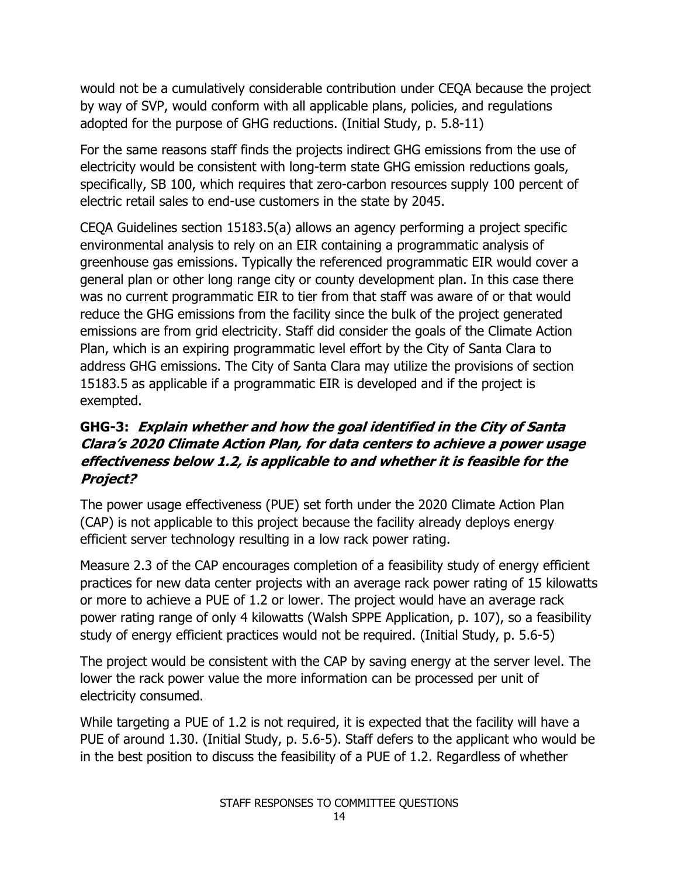would not be a cumulatively considerable contribution under CEQA because the project by way of SVP, would conform with all applicable plans, policies, and regulations adopted for the purpose of GHG reductions. (Initial Study, p. 5.8-11)

For the same reasons staff finds the projects indirect GHG emissions from the use of electricity would be consistent with long-term state GHG emission reductions goals, specifically, SB 100, which requires that zero-carbon resources supply 100 percent of electric retail sales to end-use customers in the state by 2045.

CEQA Guidelines section 15183.5(a) allows an agency performing a project specific environmental analysis to rely on an EIR containing a programmatic analysis of greenhouse gas emissions. Typically the referenced programmatic EIR would cover a general plan or other long range city or county development plan. In this case there was no current programmatic EIR to tier from that staff was aware of or that would reduce the GHG emissions from the facility since the bulk of the project generated emissions are from grid electricity. Staff did consider the goals of the Climate Action Plan, which is an expiring programmatic level effort by the City of Santa Clara to address GHG emissions. The City of Santa Clara may utilize the provisions of section 15183.5 as applicable if a programmatic EIR is developed and if the project is exempted.

### GHG-3: *Explain whether and how the goal identified in the City of Santa Clara's 2020 Climate Action Plan, for data centers to achieve a power usage effectiveness below 1.2, is applicable to and whether it is feasible for the Project?*

The power usage effectiveness (PUE) set forth under the 2020 Climate Action Plan (CAP) is not applicable to this project because the facility already deploys energy efficient server technology resulting in a low rack power rating.

Measure 2.3 of the CAP encourages completion of a feasibility study of energy efficient practices for new data center projects with an average rack power rating of 15 kilowatts or more to achieve a PUE of 1.2 or lower. The project would have an average rack power rating range of only 4 kilowatts (Walsh SPPE Application, p. 107), so a feasibility study of energy efficient practices would not be required. (Initial Study, p. 5.6-5)

The project would be consistent with the CAP by saving energy at the server level. The lower the rack power value the more information can be processed per unit of electricity consumed.

While targeting a PUE of 1.2 is not required, it is expected that the facility will have a PUE of around 1.30. (Initial Study, p. 5.6-5). Staff defers to the applicant who would be in the best position to discuss the feasibility of a PUE of 1.2. Regardless of whether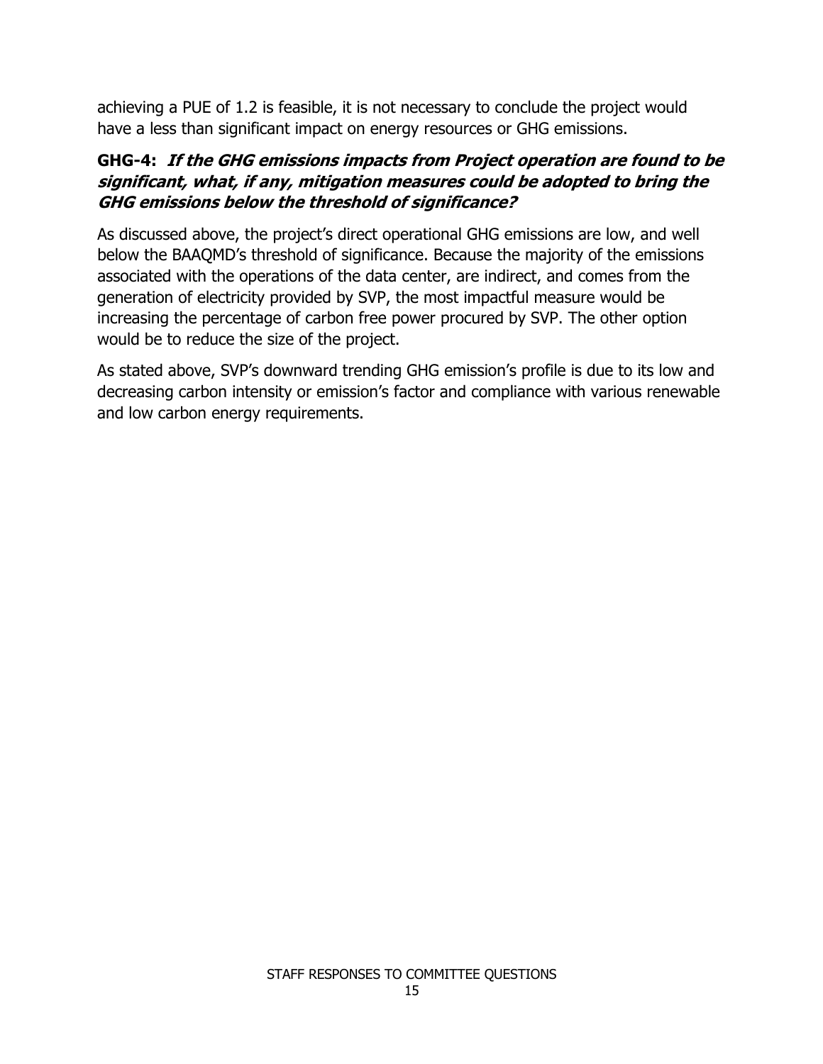achieving a PUE of 1.2 is feasible, it is not necessary to conclude the project would have a less than significant impact on energy resources or GHG emissions.

### GHG-4: *If the GHG emissions impacts from Project operation are found to be significant, what, if any, mitigation measures could be adopted to bring the GHG emissions below the threshold of significance?*

As discussed above, the project's direct operational GHG emissions are low, and well below the BAAQMD's threshold of significance. Because the majority of the emissions associated with the operations of the data center, are indirect, and comes from the generation of electricity provided by SVP, the most impactful measure would be increasing the percentage of carbon free power procured by SVP. The other option would be to reduce the size of the project.

As stated above, SVP's downward trending GHG emission's profile is due to its low and decreasing carbon intensity or emission's factor and compliance with various renewable and low carbon energy requirements.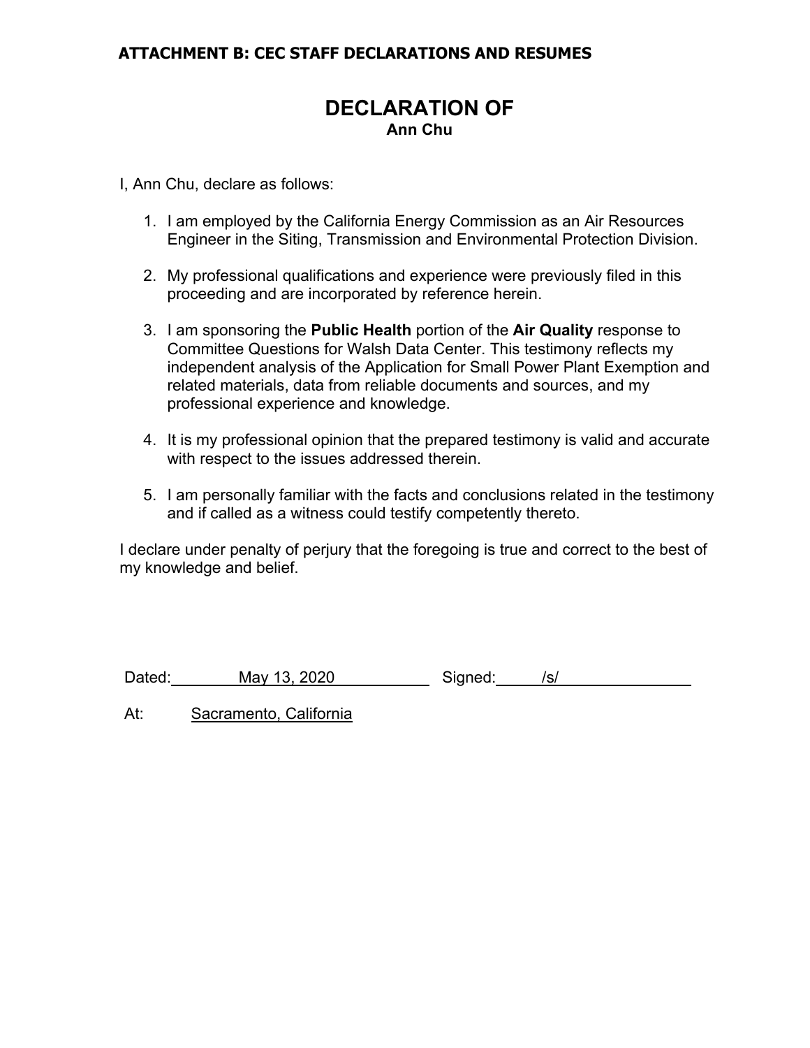**ATTACHMENT B: CEC STAFF DECLARATIONS AND RESUMES**

# DECLARATION OF
**Ann Chu**

I, Ann Chu, declare as follows:

1. I am employed by the California Energy Commission as an Air Resources Engineer in the Siting, Transmission and Environmental Protection Division.

2. My professional qualifications and experience were previously filed in this proceeding and are incorporated by reference herein.

3. I am sponsoring the **Public Health** portion of the **Air Quality** response to Committee Questions for Walsh Data Center. This testimony reflects my independent analysis of the Application for Small Power Plant Exemption and related materials, data from reliable documents and sources, and my professional experience and knowledge.

4. It is my professional opinion that the prepared testimony is valid and accurate with respect to the issues addressed therein.

5. I am personally familiar with the facts and conclusions related in the testimony and if called as a witness could testify competently thereto.

I declare under penalty of perjury that the foregoing is true and correct to the best of my knowledge and belief.

Dated: May 13, 2020 Signed: /s/

At: Sacramento, California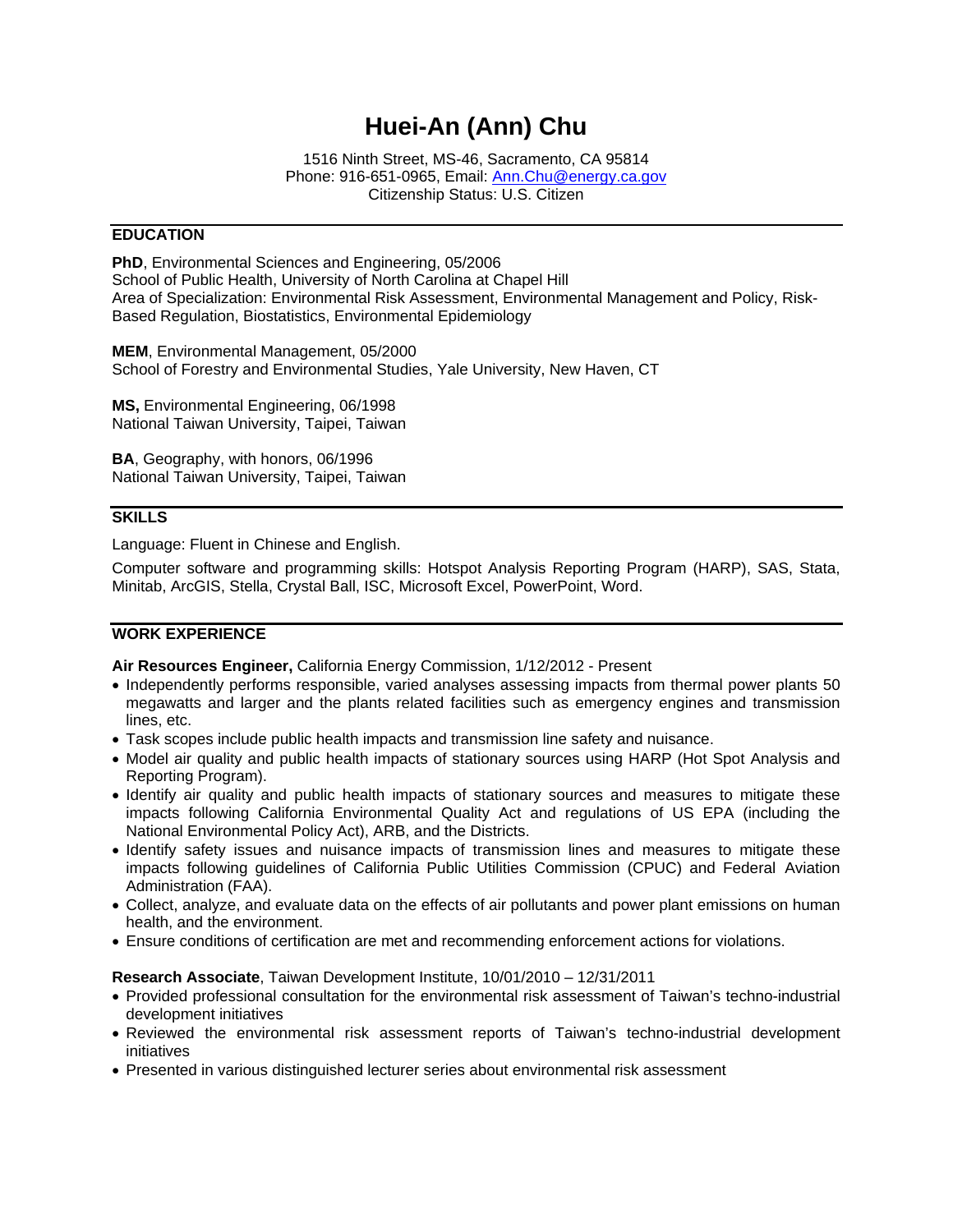# Huei-An (Ann) Chu

1516 Ninth Street, MS-46, Sacramento, CA 95814
Phone: 916-651-0965, Email: Ann.Chu@energy.ca.gov
Citizenship Status: U.S. Citizen

## EDUCATION

**PhD**, Environmental Sciences and Engineering, 05/2006
School of Public Health, University of North Carolina at Chapel Hill
Area of Specialization: Environmental Risk Assessment, Environmental Management and Policy, Risk-Based Regulation, Biostatistics, Environmental Epidemiology

**MEM**, Environmental Management, 05/2000
School of Forestry and Environmental Studies, Yale University, New Haven, CT

**MS,** Environmental Engineering, 06/1998
National Taiwan University, Taipei, Taiwan

**BA**, Geography, with honors, 06/1996
National Taiwan University, Taipei, Taiwan

## SKILLS

Language: Fluent in Chinese and English.

Computer software and programming skills: Hotspot Analysis Reporting Program (HARP), SAS, Stata, Minitab, ArcGIS, Stella, Crystal Ball, ISC, Microsoft Excel, PowerPoint, Word.

## WORK EXPERIENCE

**Air Resources Engineer,** California Energy Commission, 1/12/2012 - Present

- Independently performs responsible, varied analyses assessing impacts from thermal power plants 50 megawatts and larger and the plants related facilities such as emergency engines and transmission lines, etc.
- Task scopes include public health impacts and transmission line safety and nuisance.
- Model air quality and public health impacts of stationary sources using HARP (Hot Spot Analysis and Reporting Program).
- Identify air quality and public health impacts of stationary sources and measures to mitigate these impacts following California Environmental Quality Act and regulations of US EPA (including the National Environmental Policy Act), ARB, and the Districts.
- Identify safety issues and nuisance impacts of transmission lines and measures to mitigate these impacts following guidelines of California Public Utilities Commission (CPUC) and Federal Aviation Administration (FAA).
- Collect, analyze, and evaluate data on the effects of air pollutants and power plant emissions on human health, and the environment.
- Ensure conditions of certification are met and recommending enforcement actions for violations.

**Research Associate**, Taiwan Development Institute, 10/01/2010 – 12/31/2011

- Provided professional consultation for the environmental risk assessment of Taiwan's techno-industrial development initiatives
- Reviewed the environmental risk assessment reports of Taiwan's techno-industrial development initiatives
- Presented in various distinguished lecturer series about environmental risk assessment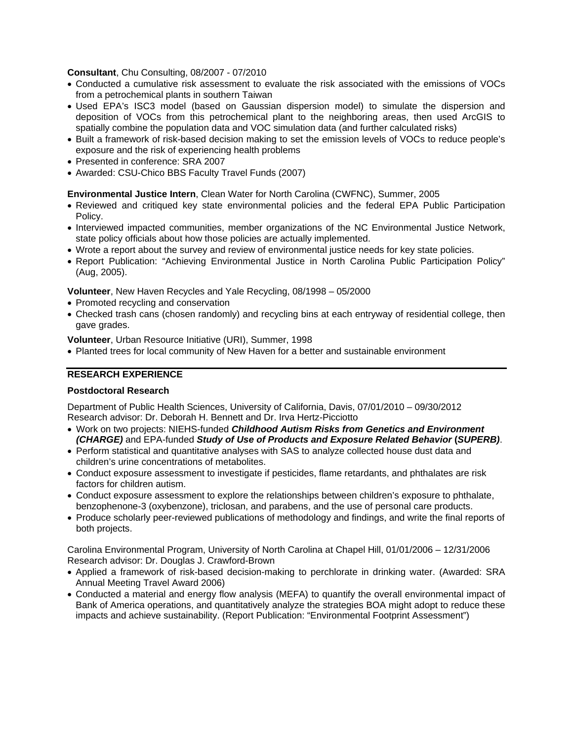**Consultant**, Chu Consulting, 08/2007 - 07/2010

- Conducted a cumulative risk assessment to evaluate the risk associated with the emissions of VOCs from a petrochemical plants in southern Taiwan
- Used EPA's ISC3 model (based on Gaussian dispersion model) to simulate the dispersion and deposition of VOCs from this petrochemical plant to the neighboring areas, then used ArcGIS to spatially combine the population data and VOC simulation data (and further calculated risks)
- Built a framework of risk-based decision making to set the emission levels of VOCs to reduce people's exposure and the risk of experiencing health problems
- Presented in conference: SRA 2007
- Awarded: CSU-Chico BBS Faculty Travel Funds (2007)

**Environmental Justice Intern**, Clean Water for North Carolina (CWFNC), Summer, 2005

- Reviewed and critiqued key state environmental policies and the federal EPA Public Participation Policy.
- Interviewed impacted communities, member organizations of the NC Environmental Justice Network, state policy officials about how those policies are actually implemented.
- Wrote a report about the survey and review of environmental justice needs for key state policies.
- Report Publication: "Achieving Environmental Justice in North Carolina Public Participation Policy" (Aug, 2005).

**Volunteer**, New Haven Recycles and Yale Recycling, 08/1998 – 05/2000

- Promoted recycling and conservation
- Checked trash cans (chosen randomly) and recycling bins at each entryway of residential college, then gave grades.

**Volunteer**, Urban Resource Initiative (URI), Summer, 1998

- Planted trees for local community of New Haven for a better and sustainable environment

## RESEARCH EXPERIENCE

### Postdoctoral Research

Department of Public Health Sciences, University of California, Davis, 07/01/2010 – 09/30/2012
Research advisor: Dr. Deborah H. Bennett and Dr. Irva Hertz-Picciotto

- Work on two projects: NIEHS-funded ***Childhood Autism Risks from Genetics and Environment (CHARGE)*** and EPA-funded ***Study of Use of Products and Exposure Related Behavior*** **(*SUPERB*)**.
- Perform statistical and quantitative analyses with SAS to analyze collected house dust data and children's urine concentrations of metabolites.
- Conduct exposure assessment to investigate if pesticides, flame retardants, and phthalates are risk factors for children autism.
- Conduct exposure assessment to explore the relationships between children's exposure to phthalate, benzophenone-3 (oxybenzone), triclosan, and parabens, and the use of personal care products.
- Produce scholarly peer-reviewed publications of methodology and findings, and write the final reports of both projects.

Carolina Environmental Program, University of North Carolina at Chapel Hill, 01/01/2006 – 12/31/2006
Research advisor: Dr. Douglas J. Crawford-Brown

- Applied a framework of risk-based decision-making to perchlorate in drinking water. (Awarded: SRA Annual Meeting Travel Award 2006)
- Conducted a material and energy flow analysis (MEFA) to quantify the overall environmental impact of Bank of America operations, and quantitatively analyze the strategies BOA might adopt to reduce these impacts and achieve sustainability. (Report Publication: "Environmental Footprint Assessment")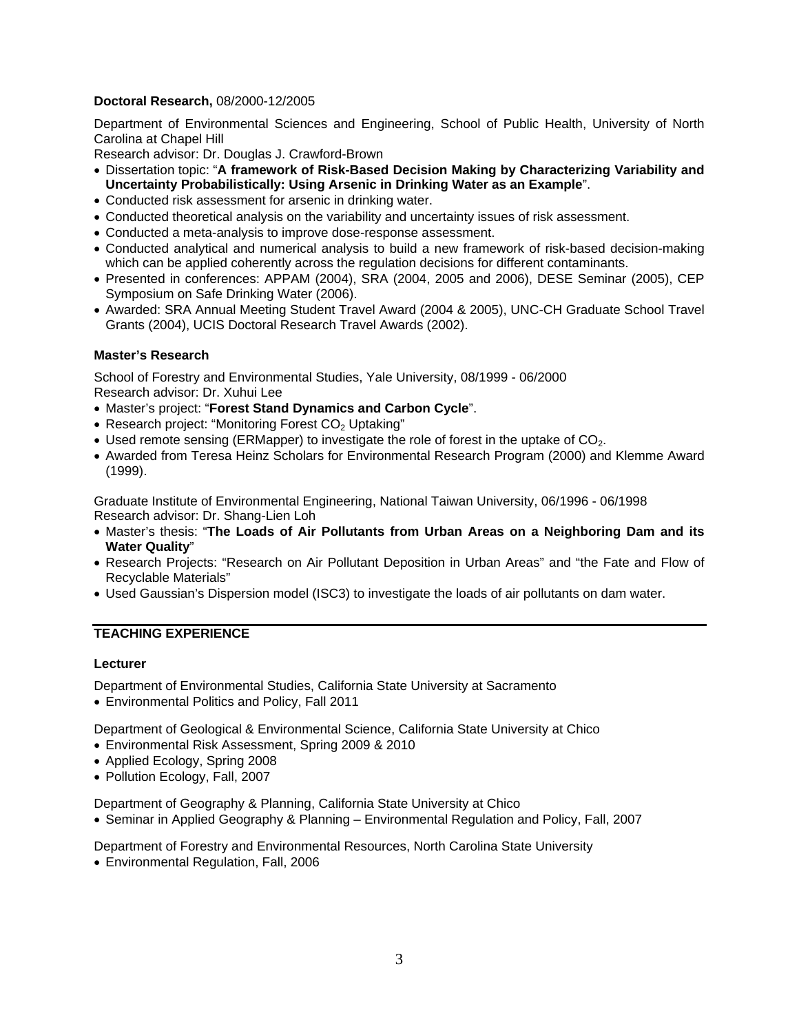**Doctoral Research,** 08/2000-12/2005

Department of Environmental Sciences and Engineering, School of Public Health, University of North Carolina at Chapel Hill

Research advisor: Dr. Douglas J. Crawford-Brown

- Dissertation topic: "**A framework of Risk-Based Decision Making by Characterizing Variability and Uncertainty Probabilistically: Using Arsenic in Drinking Water as an Example**".
- Conducted risk assessment for arsenic in drinking water.
- Conducted theoretical analysis on the variability and uncertainty issues of risk assessment.
- Conducted a meta-analysis to improve dose-response assessment.
- Conducted analytical and numerical analysis to build a new framework of risk-based decision-making which can be applied coherently across the regulation decisions for different contaminants.
- Presented in conferences: APPAM (2004), SRA (2004, 2005 and 2006), DESE Seminar (2005), CEP Symposium on Safe Drinking Water (2006).
- Awarded: SRA Annual Meeting Student Travel Award (2004 & 2005), UNC-CH Graduate School Travel Grants (2004), UCIS Doctoral Research Travel Awards (2002).

**Master's Research**

School of Forestry and Environmental Studies, Yale University, 08/1999 - 06/2000

Research advisor: Dr. Xuhui Lee

- Master's project: "**Forest Stand Dynamics and Carbon Cycle**".
- Research project: "Monitoring Forest $CO_2$ Uptaking"
- Used remote sensing (ERMapper) to investigate the role of forest in the uptake of $CO_2$.
- Awarded from Teresa Heinz Scholars for Environmental Research Program (2000) and Klemme Award (1999).

Graduate Institute of Environmental Engineering, National Taiwan University, 06/1996 - 06/1998

Research advisor: Dr. Shang-Lien Loh

- Master's thesis: "**The Loads of Air Pollutants from Urban Areas on a Neighboring Dam and its Water Quality**"
- Research Projects: "Research on Air Pollutant Deposition in Urban Areas" and "the Fate and Flow of Recyclable Materials"
- Used Gaussian's Dispersion model (ISC3) to investigate the loads of air pollutants on dam water.

## TEACHING EXPERIENCE

**Lecturer**

Department of Environmental Studies, California State University at Sacramento

- Environmental Politics and Policy, Fall 2011

Department of Geological & Environmental Science, California State University at Chico

- Environmental Risk Assessment, Spring 2009 & 2010
- Applied Ecology, Spring 2008
- Pollution Ecology, Fall, 2007

Department of Geography & Planning, California State University at Chico

- Seminar in Applied Geography & Planning – Environmental Regulation and Policy, Fall, 2007

Department of Forestry and Environmental Resources, North Carolina State University

- Environmental Regulation, Fall, 2006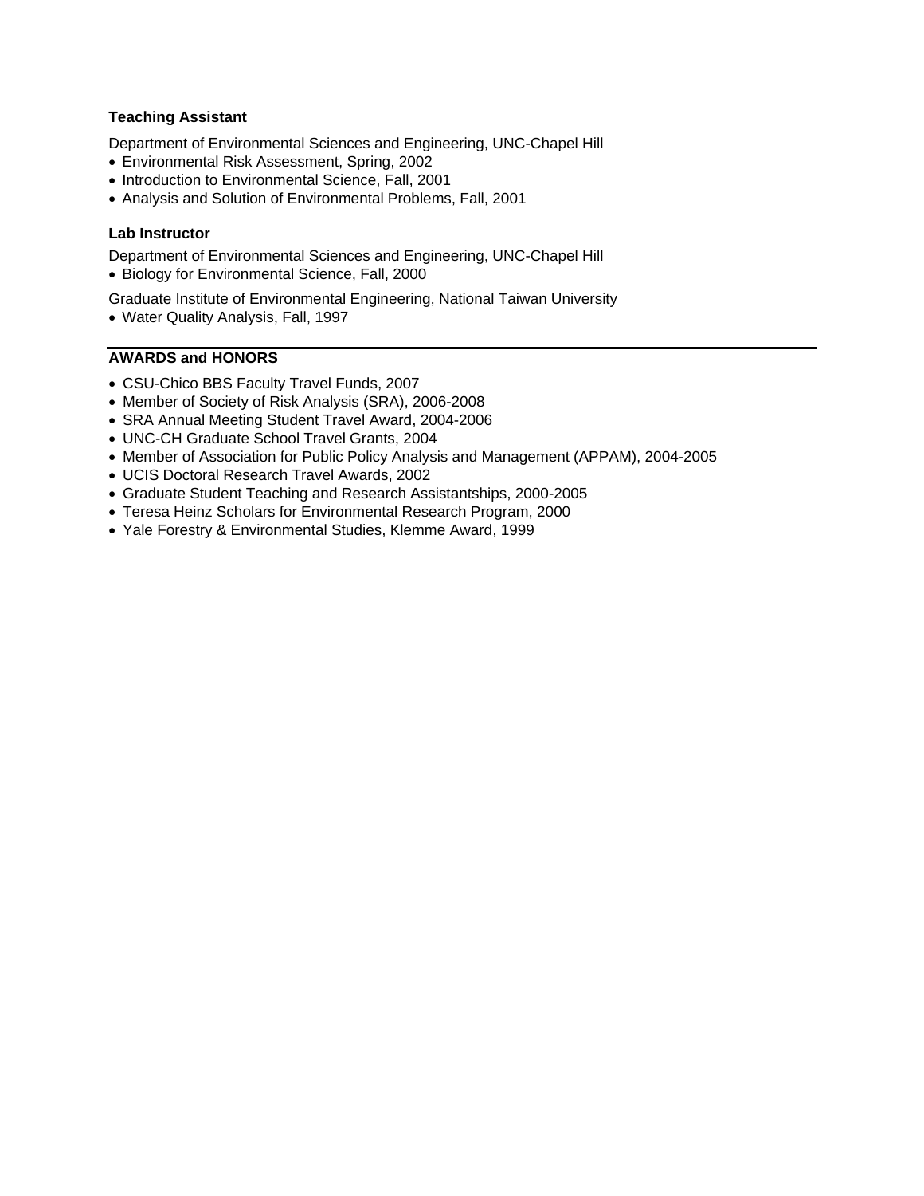### Teaching Assistant

Department of Environmental Sciences and Engineering, UNC-Chapel Hill

- Environmental Risk Assessment, Spring, 2002
- Introduction to Environmental Science, Fall, 2001
- Analysis and Solution of Environmental Problems, Fall, 2001

### Lab Instructor

Department of Environmental Sciences and Engineering, UNC-Chapel Hill

- Biology for Environmental Science, Fall, 2000

Graduate Institute of Environmental Engineering, National Taiwan University

- Water Quality Analysis, Fall, 1997

## AWARDS and HONORS

- CSU-Chico BBS Faculty Travel Funds, 2007
- Member of Society of Risk Analysis (SRA), 2006-2008
- SRA Annual Meeting Student Travel Award, 2004-2006
- UNC-CH Graduate School Travel Grants, 2004
- Member of Association for Public Policy Analysis and Management (APPAM), 2004-2005
- UCIS Doctoral Research Travel Awards, 2002
- Graduate Student Teaching and Research Assistantships, 2000-2005
- Teresa Heinz Scholars for Environmental Research Program, 2000
- Yale Forestry & Environmental Studies, Klemme Award, 1999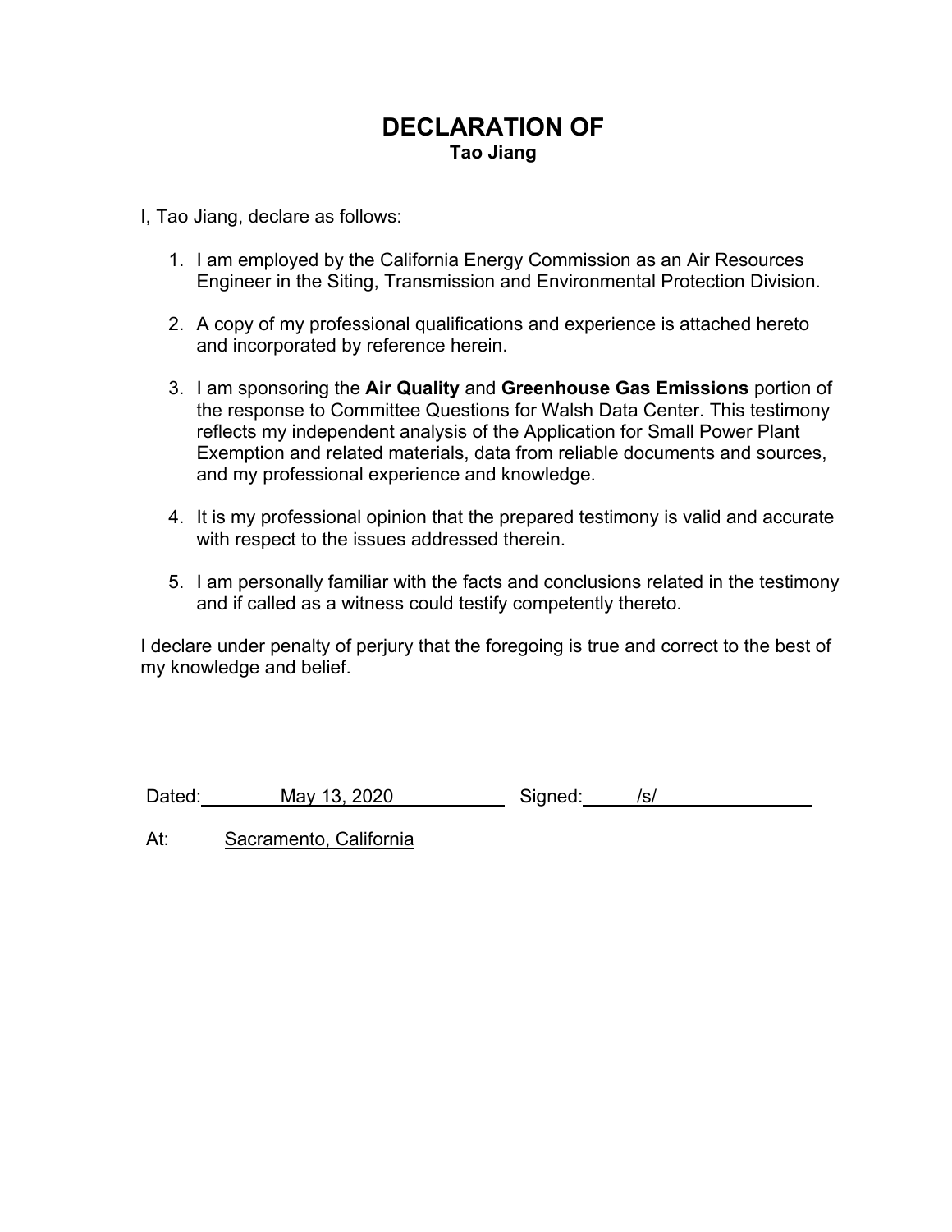# DECLARATION OF

**Tao Jiang**

I, Tao Jiang, declare as follows:

1. I am employed by the California Energy Commission as an Air Resources Engineer in the Siting, Transmission and Environmental Protection Division.

2. A copy of my professional qualifications and experience is attached hereto and incorporated by reference herein.

3. I am sponsoring the **Air Quality** and **Greenhouse Gas Emissions** portion of the response to Committee Questions for Walsh Data Center. This testimony reflects my independent analysis of the Application for Small Power Plant Exemption and related materials, data from reliable documents and sources, and my professional experience and knowledge.

4. It is my professional opinion that the prepared testimony is valid and accurate with respect to the issues addressed therein.

5. I am personally familiar with the facts and conclusions related in the testimony and if called as a witness could testify competently thereto.

I declare under penalty of perjury that the foregoing is true and correct to the best of my knowledge and belief.

Dated: May 13, 2020 Signed: /s/

At: Sacramento, California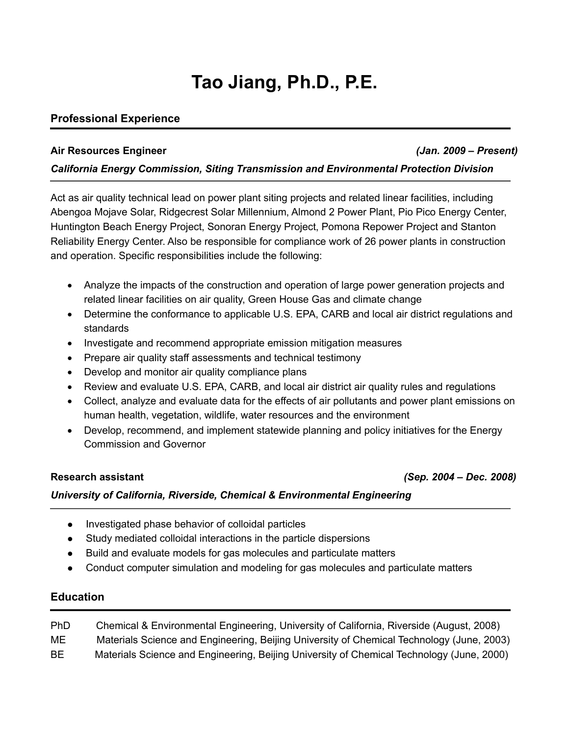# Tao Jiang, Ph.D., P.E.

## Professional Experience

**Air Resources Engineer** ***(Jan. 2009 – Present)***

***California Energy Commission, Siting Transmission and Environmental Protection Division***

Act as air quality technical lead on power plant siting projects and related linear facilities, including Abengoa Mojave Solar, Ridgecrest Solar Millennium, Almond 2 Power Plant, Pio Pico Energy Center, Huntington Beach Energy Project, Sonoran Energy Project, Pomona Repower Project and Stanton Reliability Energy Center. Also be responsible for compliance work of 26 power plants in construction and operation. Specific responsibilities include the following:

- Analyze the impacts of the construction and operation of large power generation projects and related linear facilities on air quality, Green House Gas and climate change
- Determine the conformance to applicable U.S. EPA, CARB and local air district regulations and standards
- Investigate and recommend appropriate emission mitigation measures
- Prepare air quality staff assessments and technical testimony
- Develop and monitor air quality compliance plans
- Review and evaluate U.S. EPA, CARB, and local air district air quality rules and regulations
- Collect, analyze and evaluate data for the effects of air pollutants and power plant emissions on human health, vegetation, wildlife, water resources and the environment
- Develop, recommend, and implement statewide planning and policy initiatives for the Energy Commission and Governor

**Research assistant** ***(Sep. 2004 – Dec. 2008)***

***University of California, Riverside, Chemical & Environmental Engineering***

- Investigated phase behavior of colloidal particles
- Study mediated colloidal interactions in the particle dispersions
- Build and evaluate models for gas molecules and particulate matters
- Conduct computer simulation and modeling for gas molecules and particulate matters

## Education

PhD Chemical & Environmental Engineering, University of California, Riverside (August, 2008)
ME Materials Science and Engineering, Beijing University of Chemical Technology (June, 2003)
BE Materials Science and Engineering, Beijing University of Chemical Technology (June, 2000)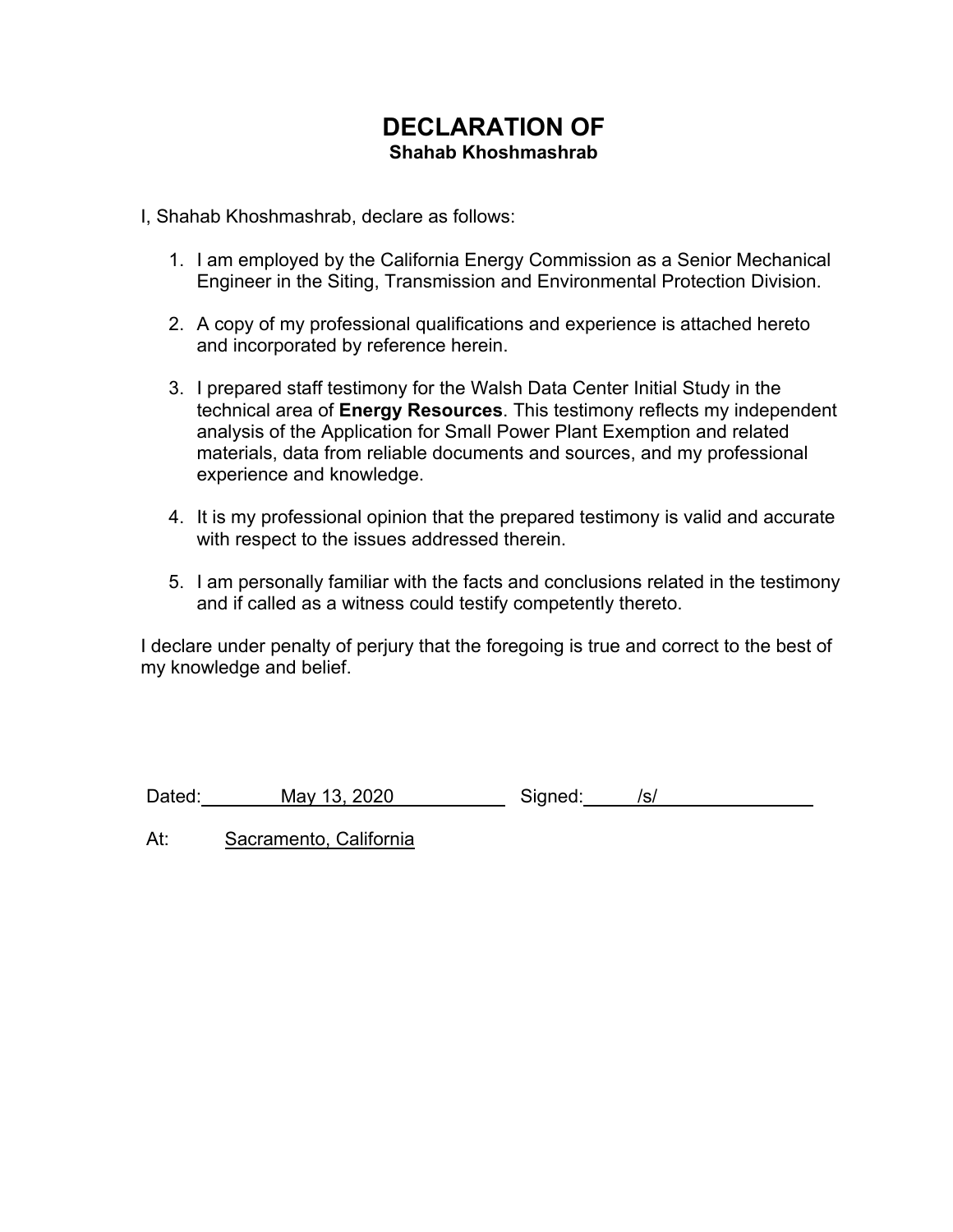# DECLARATION OF
**Shahab Khoshmashrab**

I, Shahab Khoshmashrab, declare as follows:

1. I am employed by the California Energy Commission as a Senior Mechanical Engineer in the Siting, Transmission and Environmental Protection Division.

2. A copy of my professional qualifications and experience is attached hereto and incorporated by reference herein.

3. I prepared staff testimony for the Walsh Data Center Initial Study in the technical area of **Energy Resources**. This testimony reflects my independent analysis of the Application for Small Power Plant Exemption and related materials, data from reliable documents and sources, and my professional experience and knowledge.

4. It is my professional opinion that the prepared testimony is valid and accurate with respect to the issues addressed therein.

5. I am personally familiar with the facts and conclusions related in the testimony and if called as a witness could testify competently thereto.

I declare under penalty of perjury that the foregoing is true and correct to the best of my knowledge and belief.

Dated: May 13, 2020 Signed: /s/

At: Sacramento, California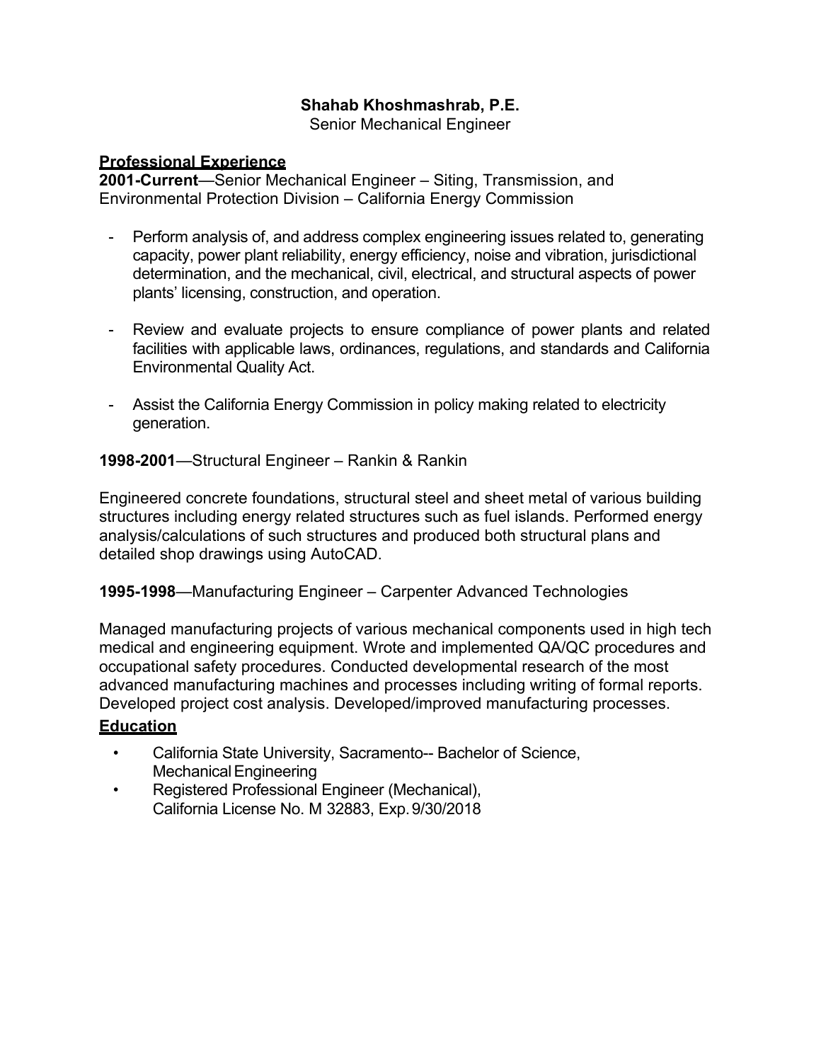**Shahab Khoshmashrab, P.E.**
Senior Mechanical Engineer

## Professional Experience

**2001-Current**—Senior Mechanical Engineer – Siting, Transmission, and Environmental Protection Division – California Energy Commission

- Perform analysis of, and address complex engineering issues related to, generating capacity, power plant reliability, energy efficiency, noise and vibration, jurisdictional determination, and the mechanical, civil, electrical, and structural aspects of power plants' licensing, construction, and operation.

- Review and evaluate projects to ensure compliance of power plants and related facilities with applicable laws, ordinances, regulations, and standards and California Environmental Quality Act.

- Assist the California Energy Commission in policy making related to electricity generation.

**1998-2001**—Structural Engineer – Rankin & Rankin

Engineered concrete foundations, structural steel and sheet metal of various building structures including energy related structures such as fuel islands. Performed energy analysis/calculations of such structures and produced both structural plans and detailed shop drawings using AutoCAD.

**1995-1998**—Manufacturing Engineer – Carpenter Advanced Technologies

Managed manufacturing projects of various mechanical components used in high tech medical and engineering equipment. Wrote and implemented QA/QC procedures and occupational safety procedures. Conducted developmental research of the most advanced manufacturing machines and processes including writing of formal reports. Developed project cost analysis. Developed/improved manufacturing processes.

## Education

- California State University, Sacramento-- Bachelor of Science, Mechanical Engineering
- Registered Professional Engineer (Mechanical), California License No. M 32883, Exp. 9/30/2018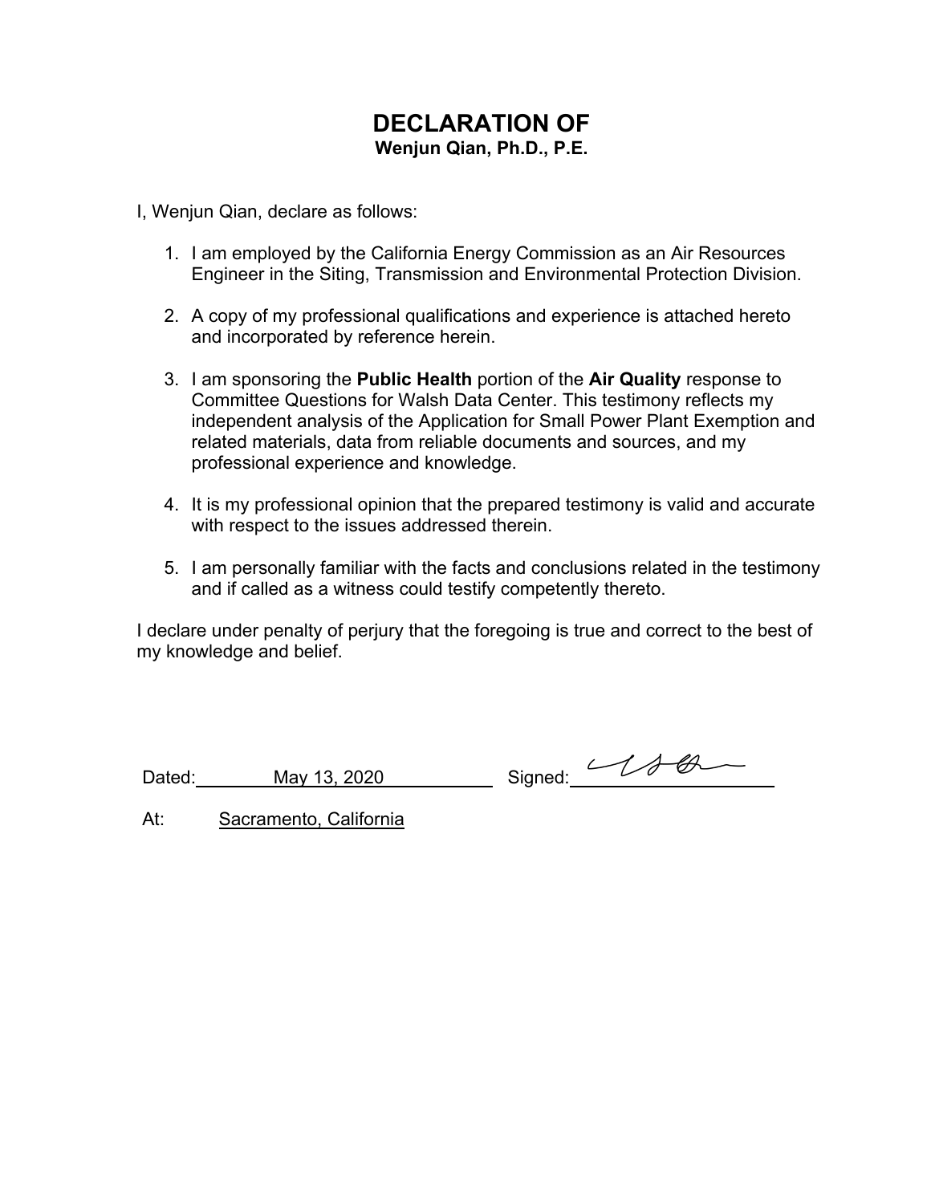# DECLARATION OF

**Wenjun Qian, Ph.D., P.E.**

I, Wenjun Qian, declare as follows:

1. I am employed by the California Energy Commission as an Air Resources Engineer in the Siting, Transmission and Environmental Protection Division.

2. A copy of my professional qualifications and experience is attached hereto and incorporated by reference herein.

3. I am sponsoring the **Public Health** portion of the **Air Quality** response to Committee Questions for Walsh Data Center. This testimony reflects my independent analysis of the Application for Small Power Plant Exemption and related materials, data from reliable documents and sources, and my professional experience and knowledge.

4. It is my professional opinion that the prepared testimony is valid and accurate with respect to the issues addressed therein.

5. I am personally familiar with the facts and conclusions related in the testimony and if called as a witness could testify competently thereto.

I declare under penalty of perjury that the foregoing is true and correct to the best of my knowledge and belief.

Dated: May 13, 2020 Signed: ____________________

At: Sacramento, California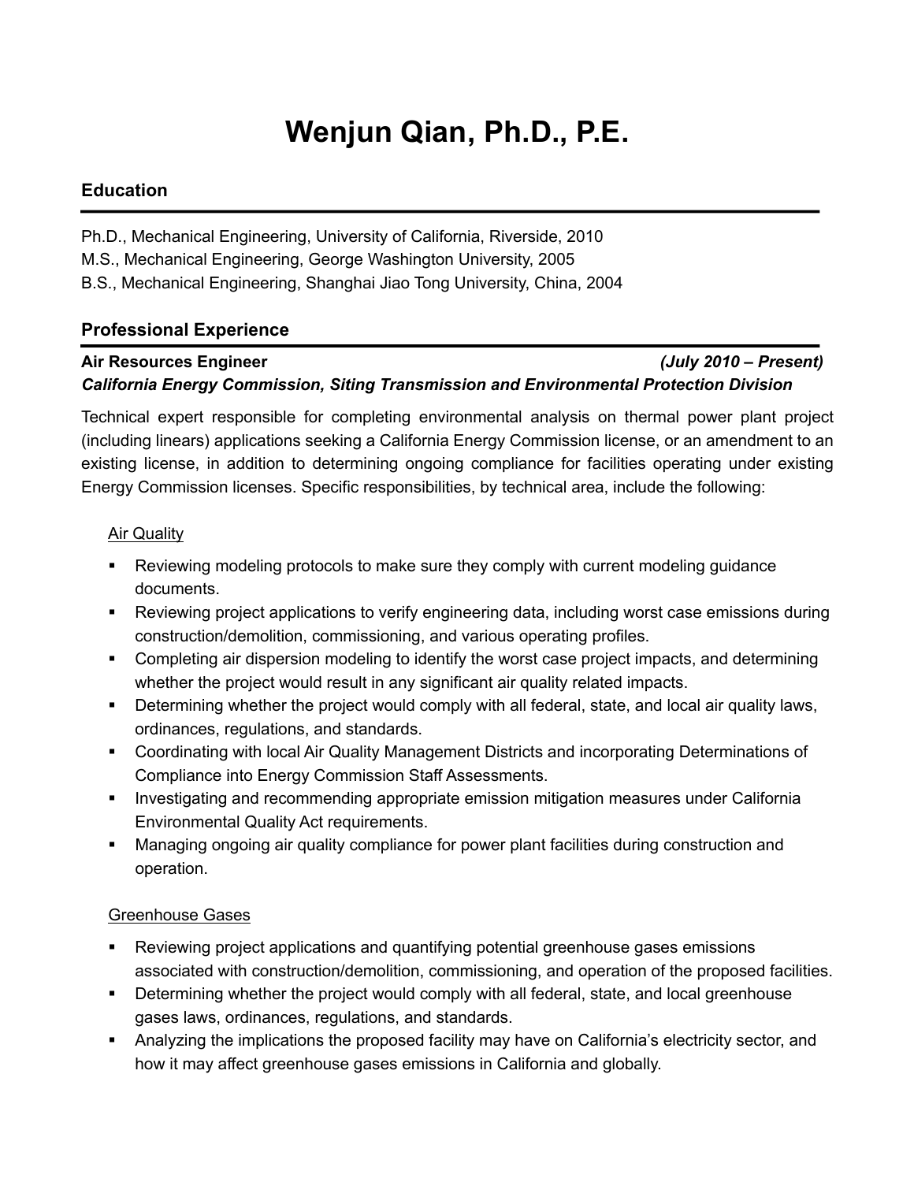# Wenjun Qian, Ph.D., P.E.

## Education

Ph.D., Mechanical Engineering, University of California, Riverside, 2010
M.S., Mechanical Engineering, George Washington University, 2005
B.S., Mechanical Engineering, Shanghai Jiao Tong University, China, 2004

## Professional Experience

**Air Resources Engineer** ***(July 2010 – Present)***
***California Energy Commission, Siting Transmission and Environmental Protection Division***

Technical expert responsible for completing environmental analysis on thermal power plant project (including linears) applications seeking a California Energy Commission license, or an amendment to an existing license, in addition to determining ongoing compliance for facilities operating under existing Energy Commission licenses. Specific responsibilities, by technical area, include the following:

Air Quality

- Reviewing modeling protocols to make sure they comply with current modeling guidance documents.
- Reviewing project applications to verify engineering data, including worst case emissions during construction/demolition, commissioning, and various operating profiles.
- Completing air dispersion modeling to identify the worst case project impacts, and determining whether the project would result in any significant air quality related impacts.
- Determining whether the project would comply with all federal, state, and local air quality laws, ordinances, regulations, and standards.
- Coordinating with local Air Quality Management Districts and incorporating Determinations of Compliance into Energy Commission Staff Assessments.
- Investigating and recommending appropriate emission mitigation measures under California Environmental Quality Act requirements.
- Managing ongoing air quality compliance for power plant facilities during construction and operation.

Greenhouse Gases

- Reviewing project applications and quantifying potential greenhouse gases emissions associated with construction/demolition, commissioning, and operation of the proposed facilities.
- Determining whether the project would comply with all federal, state, and local greenhouse gases laws, ordinances, regulations, and standards.
- Analyzing the implications the proposed facility may have on California's electricity sector, and how it may affect greenhouse gases emissions in California and globally.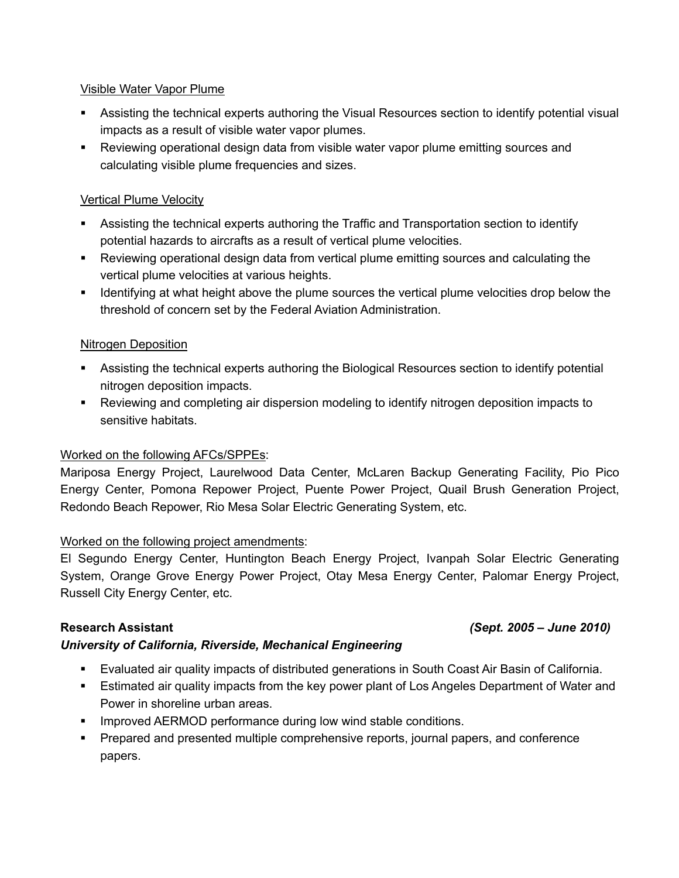<u>Visible Water Vapor Plume</u>

- Assisting the technical experts authoring the Visual Resources section to identify potential visual impacts as a result of visible water vapor plumes.
- Reviewing operational design data from visible water vapor plume emitting sources and calculating visible plume frequencies and sizes.

<u>Vertical Plume Velocity</u>

- Assisting the technical experts authoring the Traffic and Transportation section to identify potential hazards to aircrafts as a result of vertical plume velocities.
- Reviewing operational design data from vertical plume emitting sources and calculating the vertical plume velocities at various heights.
- Identifying at what height above the plume sources the vertical plume velocities drop below the threshold of concern set by the Federal Aviation Administration.

<u>Nitrogen Deposition</u>

- Assisting the technical experts authoring the Biological Resources section to identify potential nitrogen deposition impacts.
- Reviewing and completing air dispersion modeling to identify nitrogen deposition impacts to sensitive habitats.

<u>Worked on the following AFCs/SPPEs</u>:
Mariposa Energy Project, Laurelwood Data Center, McLaren Backup Generating Facility, Pio Pico Energy Center, Pomona Repower Project, Puente Power Project, Quail Brush Generation Project, Redondo Beach Repower, Rio Mesa Solar Electric Generating System, etc.

<u>Worked on the following project amendments</u>:
El Segundo Energy Center, Huntington Beach Energy Project, Ivanpah Solar Electric Generating System, Orange Grove Energy Power Project, Otay Mesa Energy Center, Palomar Energy Project, Russell City Energy Center, etc.

**Research Assistant** ***(Sept. 2005 – June 2010)***
***University of California, Riverside, Mechanical Engineering***

- Evaluated air quality impacts of distributed generations in South Coast Air Basin of California.
- Estimated air quality impacts from the key power plant of Los Angeles Department of Water and Power in shoreline urban areas.
- Improved AERMOD performance during low wind stable conditions.
- Prepared and presented multiple comprehensive reports, journal papers, and conference papers.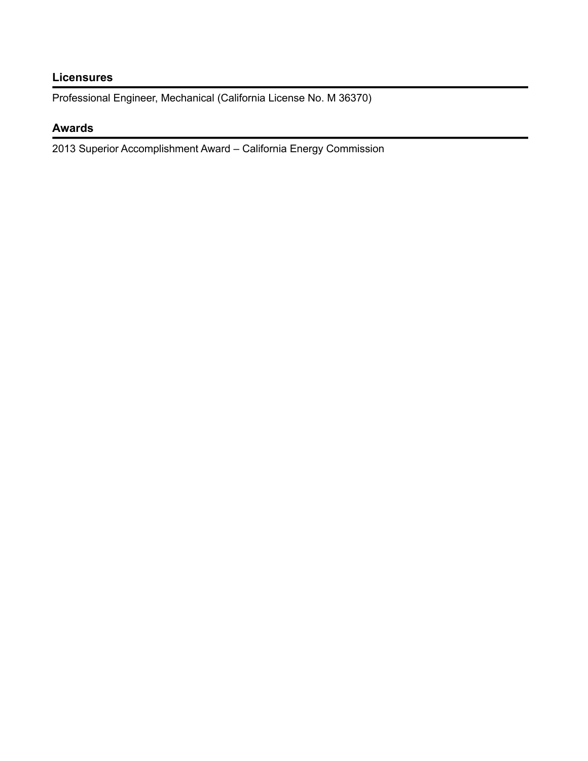## Licensures

Professional Engineer, Mechanical (California License No. M 36370)

## Awards

2013 Superior Accomplishment Award – California Energy Commission